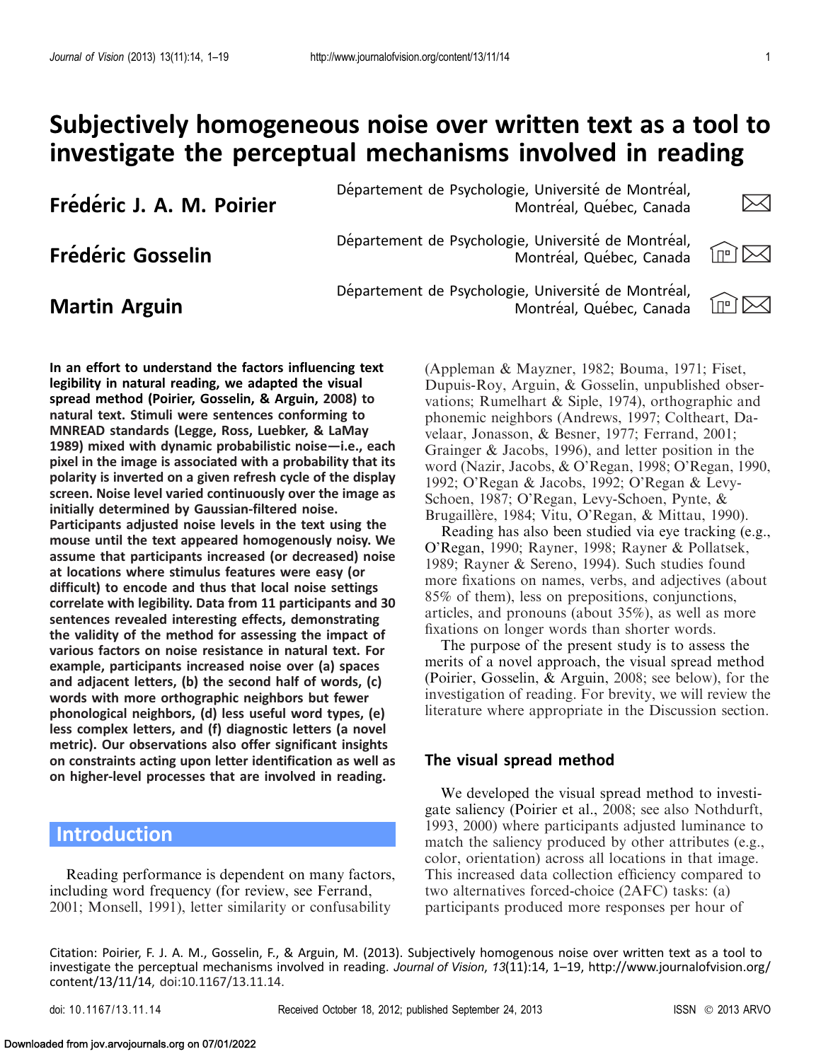# Subjectively homogeneous noise over written text as a tool to investigate the perceptual mechanisms involved in reading

**Frédéric J. A. M. Poirier** — Département de Psychologie, Université de Montréal, Montréal, Québec, Canada

**Frédéric Gosselin** — Département de Psychologie, Université de Montréal, Montréal, Québec, Canada

**Martin Arguin** — Département de Psychologie, Université de Montréal, Montréal, Québec, Canada

**In an effort to understand the factors influencing text legibility in natural reading, we adapted the visual spread method (Poirier, Gosselin, & Arguin, 2008) to natural text. Stimuli were sentences conforming to MNREAD standards (Legge, Ross, Luebker, & LaMay 1989) mixed with dynamic probabilistic noise—i.e., each pixel in the image is associated with a probability that its polarity is inverted on a given refresh cycle of the display screen. Noise level varied continuously over the image as initially determined by Gaussian-filtered noise. Participants adjusted noise levels in the text using the mouse until the text appeared homogenously noisy. We assume that participants increased (or decreased) noise at locations where stimulus features were easy (or difficult) to encode and thus that local noise settings correlate with legibility. Data from 11 participants and 30 sentences revealed interesting effects, demonstrating the validity of the method for assessing the impact of various factors on noise resistance in natural text. For example, participants increased noise over (a) spaces and adjacent letters, (b) the second half of words, (c) words with more orthographic neighbors but fewer phonological neighbors, (d) less useful word types, (e) less complex letters, and (f) diagnostic letters (a novel metric). Our observations also offer significant insights on constraints acting upon letter identification as well as on higher-level processes that are involved in reading.**

## Introduction

Reading performance is dependent on many factors, including word frequency (for review, see Ferrand, 2001; Monsell, 1991), letter similarity or confusability (Appleman & Mayzner, 1982; Bouma, 1971; Fiset, Dupuis-Roy, Arguin, & Gosselin, unpublished observations; Rumelhart & Siple, 1974), orthographic and phonemic neighbors (Andrews, 1997; Coltheart, Davelaar, Jonasson, & Besner, 1977; Ferrand, 2001; Grainger & Jacobs, 1996), and letter position in the word (Nazir, Jacobs, & O'Regan, 1998; O'Regan, 1990, 1992; O'Regan & Jacobs, 1992; O'Regan & Levy-Schoen, 1987; O'Regan, Levy-Schoen, Pynte, & Brugaillère, 1984; Vitu, O'Regan, & Mittau, 1990).

Reading has also been studied via eye tracking (e.g., O'Regan, 1990; Rayner, 1998; Rayner & Pollatsek, 1989; Rayner & Sereno, 1994). Such studies found more fixations on names, verbs, and adjectives (about 85% of them), less on prepositions, conjunctions, articles, and pronouns (about 35%), as well as more fixations on longer words than shorter words.

The purpose of the present study is to assess the merits of a novel approach, the visual spread method (Poirier, Gosselin, & Arguin, 2008; see below), for the investigation of reading. For brevity, we will review the literature where appropriate in the Discussion section.

### The visual spread method

We developed the visual spread method to investigate saliency (Poirier et al., 2008; see also Nothdurft, 1993, 2000) where participants adjusted luminance to match the saliency produced by other attributes (e.g., color, orientation) across all locations in that image. This increased data collection efficiency compared to two alternatives forced-choice (2AFC) tasks: (a) participants produced more responses per hour of

Citation: Poirier, F. J. A. M., Gosselin, F., & Arguin, M. (2013). Subjectively homogenous noise over written text as a tool to investigate the perceptual mechanisms involved in reading. *Journal of Vision*, *13*(11):14, 1–19, http://www.journalofvision.org/content/13/11/14, doi:10.1167/13.11.14.

doi: 10.1167/13.11.14 Received October 18, 2012; published September 24, 2013 ISSN © 2013 ARVO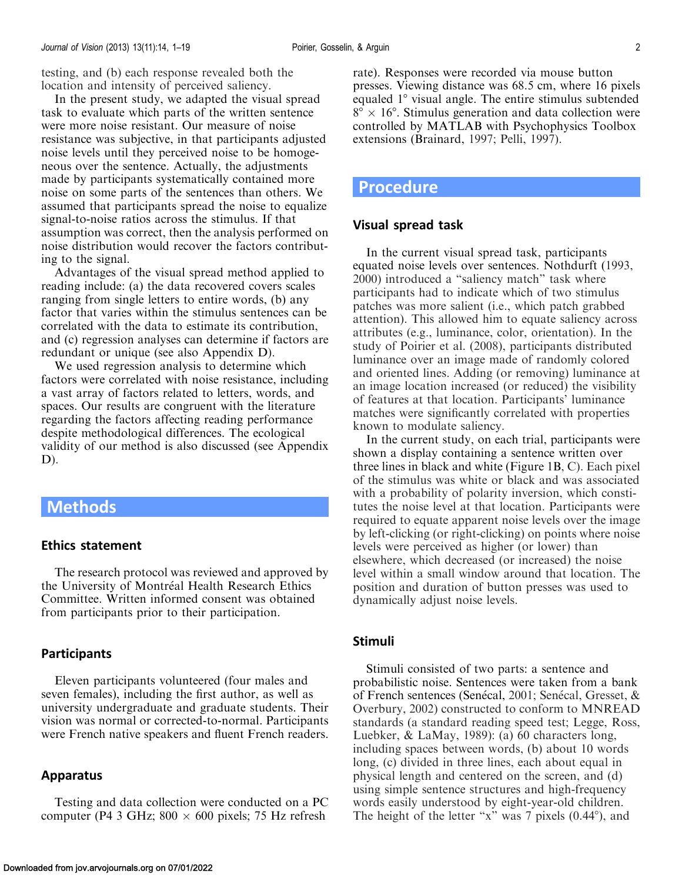testing, and (b) each response revealed both the location and intensity of perceived saliency.

In the present study, we adapted the visual spread task to evaluate which parts of the written sentence were more noise resistant. Our measure of noise resistance was subjective, in that participants adjusted noise levels until they perceived noise to be homogeneous over the sentence. Actually, the adjustments made by participants systematically contained more noise on some parts of the sentences than others. We assumed that participants spread the noise to equalize signal-to-noise ratios across the stimulus. If that assumption was correct, then the analysis performed on noise distribution would recover the factors contributing to the signal.

Advantages of the visual spread method applied to reading include: (a) the data recovered covers scales ranging from single letters to entire words, (b) any factor that varies within the stimulus sentences can be correlated with the data to estimate its contribution, and (c) regression analyses can determine if factors are redundant or unique (see also Appendix D).

We used regression analysis to determine which factors were correlated with noise resistance, including a vast array of factors related to letters, words, and spaces. Our results are congruent with the literature regarding the factors affecting reading performance despite methodological differences. The ecological validity of our method is also discussed (see Appendix D).

# Methods

## Ethics statement

The research protocol was reviewed and approved by the University of Montréal Health Research Ethics Committee. Written informed consent was obtained from participants prior to their participation.

## Participants

Eleven participants volunteered (four males and seven females), including the first author, as well as university undergraduate and graduate students. Their vision was normal or corrected-to-normal. Participants were French native speakers and fluent French readers.

## Apparatus

Testing and data collection were conducted on a PC computer (P4 3 GHz; 800 × 600 pixels; 75 Hz refresh rate). Responses were recorded via mouse button presses. Viewing distance was 68.5 cm, where 16 pixels equaled 1° visual angle. The entire stimulus subtended 8° × 16°. Stimulus generation and data collection were controlled by MATLAB with Psychophysics Toolbox extensions (Brainard, 1997; Pelli, 1997).

# Procedure

## Visual spread task

In the current visual spread task, participants equated noise levels over sentences. Nothdurft (1993, 2000) introduced a "saliency match" task where participants had to indicate which of two stimulus patches was more salient (i.e., which patch grabbed attention). This allowed him to equate saliency across attributes (e.g., luminance, color, orientation). In the study of Poirier et al. (2008), participants distributed luminance over an image made of randomly colored and oriented lines. Adding (or removing) luminance at an image location increased (or reduced) the visibility of features at that location. Participants' luminance matches were significantly correlated with properties known to modulate saliency.

In the current study, on each trial, participants were shown a display containing a sentence written over three lines in black and white (Figure 1B, C). Each pixel of the stimulus was white or black and was associated with a probability of polarity inversion, which constitutes the noise level at that location. Participants were required to equate apparent noise levels over the image by left-clicking (or right-clicking) on points where noise levels were perceived as higher (or lower) than elsewhere, which decreased (or increased) the noise level within a small window around that location. The position and duration of button presses was used to dynamically adjust noise levels.

## Stimuli

Stimuli consisted of two parts: a sentence and probabilistic noise. Sentences were taken from a bank of French sentences (Senécal, 2001; Senécal, Gresset, & Overbury, 2002) constructed to conform to MNREAD standards (a standard reading speed test; Legge, Ross, Luebker, & LaMay, 1989): (a) 60 characters long, including spaces between words, (b) about 10 words long, (c) divided in three lines, each about equal in physical length and centered on the screen, and (d) using simple sentence structures and high-frequency words easily understood by eight-year-old children. The height of the letter "x" was 7 pixels (0.44°), and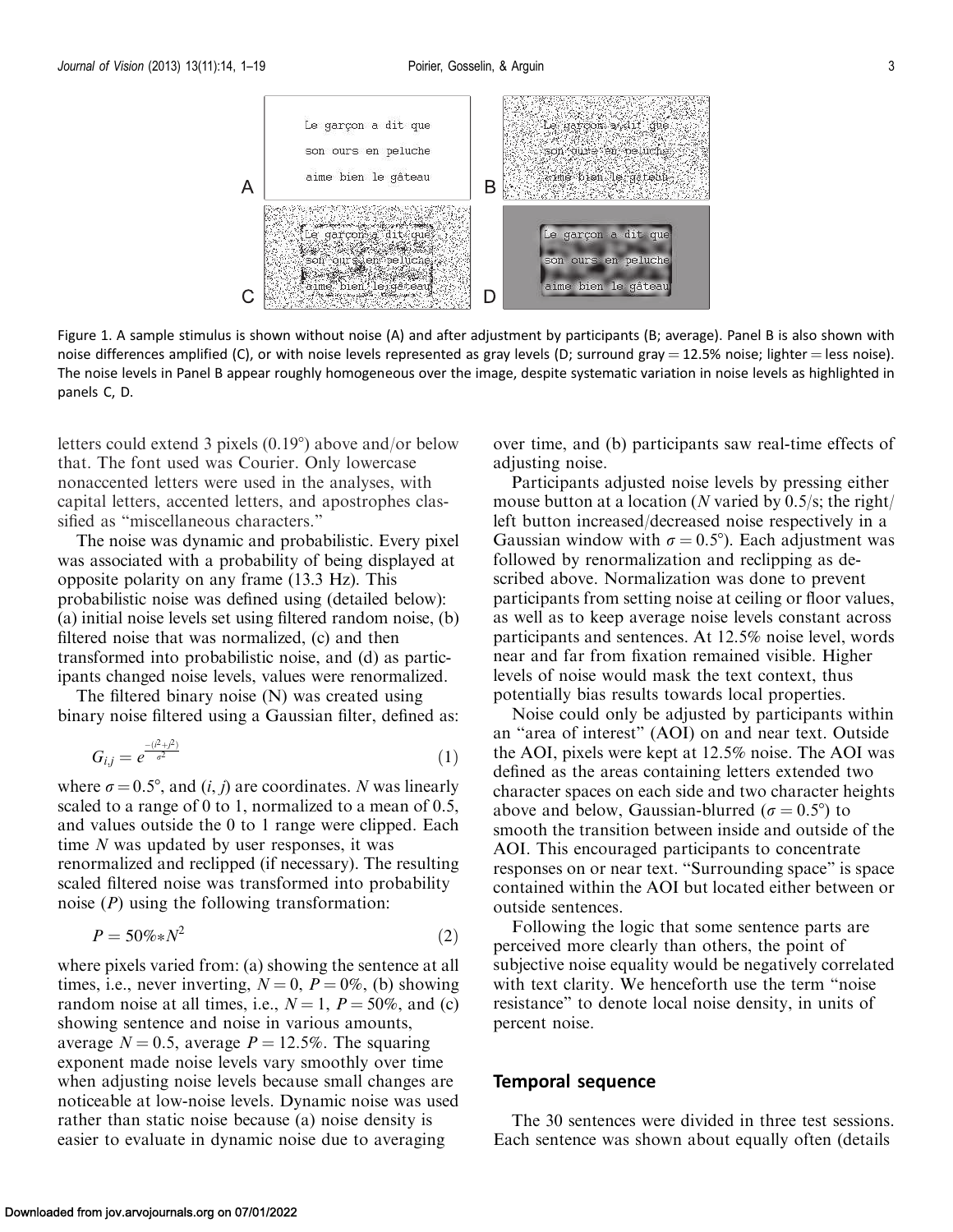Figure 1. A sample stimulus is shown without noise (A) and after adjustment by participants (B; average). Panel B is also shown with noise differences amplified (C), or with noise levels represented as gray levels (D; surround gray = 12.5% noise; lighter = less noise). The noise levels in Panel B appear roughly homogeneous over the image, despite systematic variation in noise levels as highlighted in panels C, D.

letters could extend 3 pixels (0.19°) above and/or below that. The font used was Courier. Only lowercase nonaccented letters were used in the analyses, with capital letters, accented letters, and apostrophes classified as "miscellaneous characters."

The noise was dynamic and probabilistic. Every pixel was associated with a probability of being displayed at opposite polarity on any frame (13.3 Hz). This probabilistic noise was defined using (detailed below): (a) initial noise levels set using filtered random noise, (b) filtered noise that was normalized, (c) and then transformed into probabilistic noise, and (d) as participants changed noise levels, values were renormalized.

The filtered binary noise (N) was created using binary noise filtered using a Gaussian filter, defined as:

$$G_{i,j} = e^{\frac{-(i^2+j^2)}{\sigma^2}} \quad (1)$$

where $\sigma = 0.5°$, and $(i, j)$ are coordinates. $N$ was linearly scaled to a range of 0 to 1, normalized to a mean of 0.5, and values outside the 0 to 1 range were clipped. Each time $N$ was updated by user responses, it was renormalized and reclipped (if necessary). The resulting scaled filtered noise was transformed into probability noise ($P$) using the following transformation:

$$P = 50\% * N^2 \quad (2)$$

where pixels varied from: (a) showing the sentence at all times, i.e., never inverting, $N = 0$, $P = 0\%$, (b) showing random noise at all times, i.e., $N = 1$, $P = 50\%$, and (c) showing sentence and noise in various amounts, average $N = 0.5$, average $P = 12.5\%$. The squaring exponent made noise levels vary smoothly over time when adjusting noise levels because small changes are noticeable at low-noise levels. Dynamic noise was used rather than static noise because (a) noise density is easier to evaluate in dynamic noise due to averaging over time, and (b) participants saw real-time effects of adjusting noise.

Participants adjusted noise levels by pressing either mouse button at a location ($N$ varied by 0.5/s; the right/left button increased/decreased noise respectively in a Gaussian window with $\sigma = 0.5°$). Each adjustment was followed by renormalization and reclipping as described above. Normalization was done to prevent participants from setting noise at ceiling or floor values, as well as to keep average noise levels constant across participants and sentences. At 12.5% noise level, words near and far from fixation remained visible. Higher levels of noise would mask the text context, thus potentially bias results towards local properties.

Noise could only be adjusted by participants within an "area of interest" (AOI) on and near text. Outside the AOI, pixels were kept at 12.5% noise. The AOI was defined as the areas containing letters extended two character spaces on each side and two character heights above and below, Gaussian-blurred ($\sigma = 0.5°$) to smooth the transition between inside and outside of the AOI. This encouraged participants to concentrate responses on or near text. "Surrounding space" is space contained within the AOI but located either between or outside sentences.

Following the logic that some sentence parts are perceived more clearly than others, the point of subjective noise equality would be negatively correlated with text clarity. We henceforth use the term "noise resistance" to denote local noise density, in units of percent noise.

## Temporal sequence

The 30 sentences were divided in three test sessions. Each sentence was shown about equally often (details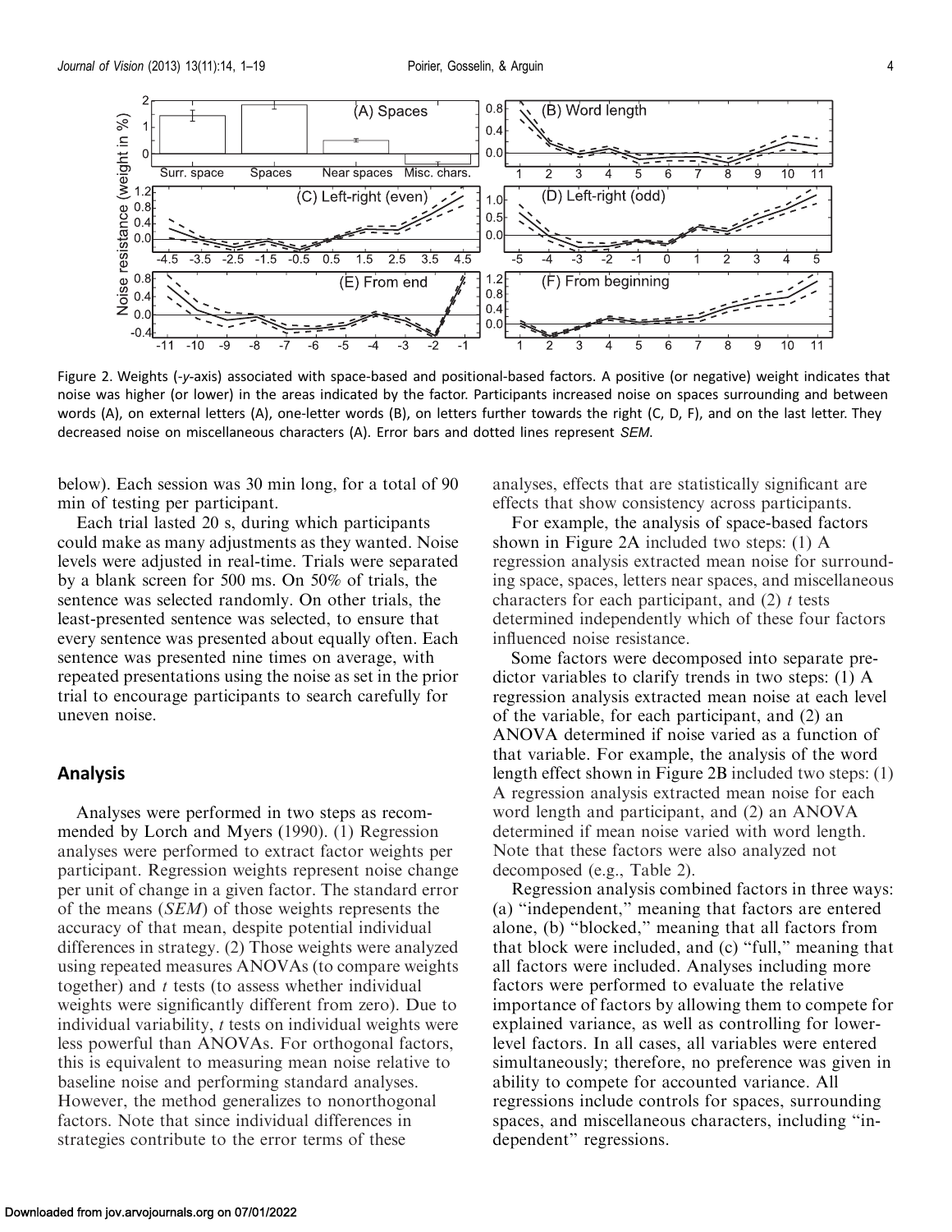Figure 2. Weights (-*y*-axis) associated with space-based and positional-based factors. A positive (or negative) weight indicates that noise was higher (or lower) in the areas indicated by the factor. Participants increased noise on spaces surrounding and between words (A), on external letters (A), one-letter words (B), on letters further towards the right (C, D, F), and on the last letter. They decreased noise on miscellaneous characters (A). Error bars and dotted lines represent *SEM*.

below). Each session was 30 min long, for a total of 90 min of testing per participant.

Each trial lasted 20 s, during which participants could make as many adjustments as they wanted. Noise levels were adjusted in real-time. Trials were separated by a blank screen for 500 ms. On 50% of trials, the sentence was selected randomly. On other trials, the least-presented sentence was selected, to ensure that every sentence was presented about equally often. Each sentence was presented nine times on average, with repeated presentations using the noise as set in the prior trial to encourage participants to search carefully for uneven noise.

## Analysis

Analyses were performed in two steps as recommended by Lorch and Myers (1990). (1) Regression analyses were performed to extract factor weights per participant. Regression weights represent noise change per unit of change in a given factor. The standard error of the means (*SEM*) of those weights represents the accuracy of that mean, despite potential individual differences in strategy. (2) Those weights were analyzed using repeated measures ANOVAs (to compare weights together) and *t* tests (to assess whether individual weights were significantly different from zero). Due to individual variability, *t* tests on individual weights were less powerful than ANOVAs. For orthogonal factors, this is equivalent to measuring mean noise relative to baseline noise and performing standard analyses. However, the method generalizes to nonorthogonal factors. Note that since individual differences in strategies contribute to the error terms of these analyses, effects that are statistically significant are effects that show consistency across participants.

For example, the analysis of space-based factors shown in Figure 2A included two steps: (1) A regression analysis extracted mean noise for surrounding space, spaces, letters near spaces, and miscellaneous characters for each participant, and (2) *t* tests determined independently which of these four factors influenced noise resistance.

Some factors were decomposed into separate predictor variables to clarify trends in two steps: (1) A regression analysis extracted mean noise at each level of the variable, for each participant, and (2) an ANOVA determined if noise varied as a function of that variable. For example, the analysis of the word length effect shown in Figure 2B included two steps: (1) A regression analysis extracted mean noise for each word length and participant, and (2) an ANOVA determined if mean noise varied with word length. Note that these factors were also analyzed not decomposed (e.g., Table 2).

Regression analysis combined factors in three ways: (a) "independent," meaning that factors are entered alone, (b) "blocked," meaning that all factors from that block were included, and (c) "full," meaning that all factors were included. Analyses including more factors were performed to evaluate the relative importance of factors by allowing them to compete for explained variance, as well as controlling for lower-level factors. In all cases, all variables were entered simultaneously; therefore, no preference was given in ability to compete for accounted variance. All regressions include controls for spaces, surrounding spaces, and miscellaneous characters, including "independent" regressions.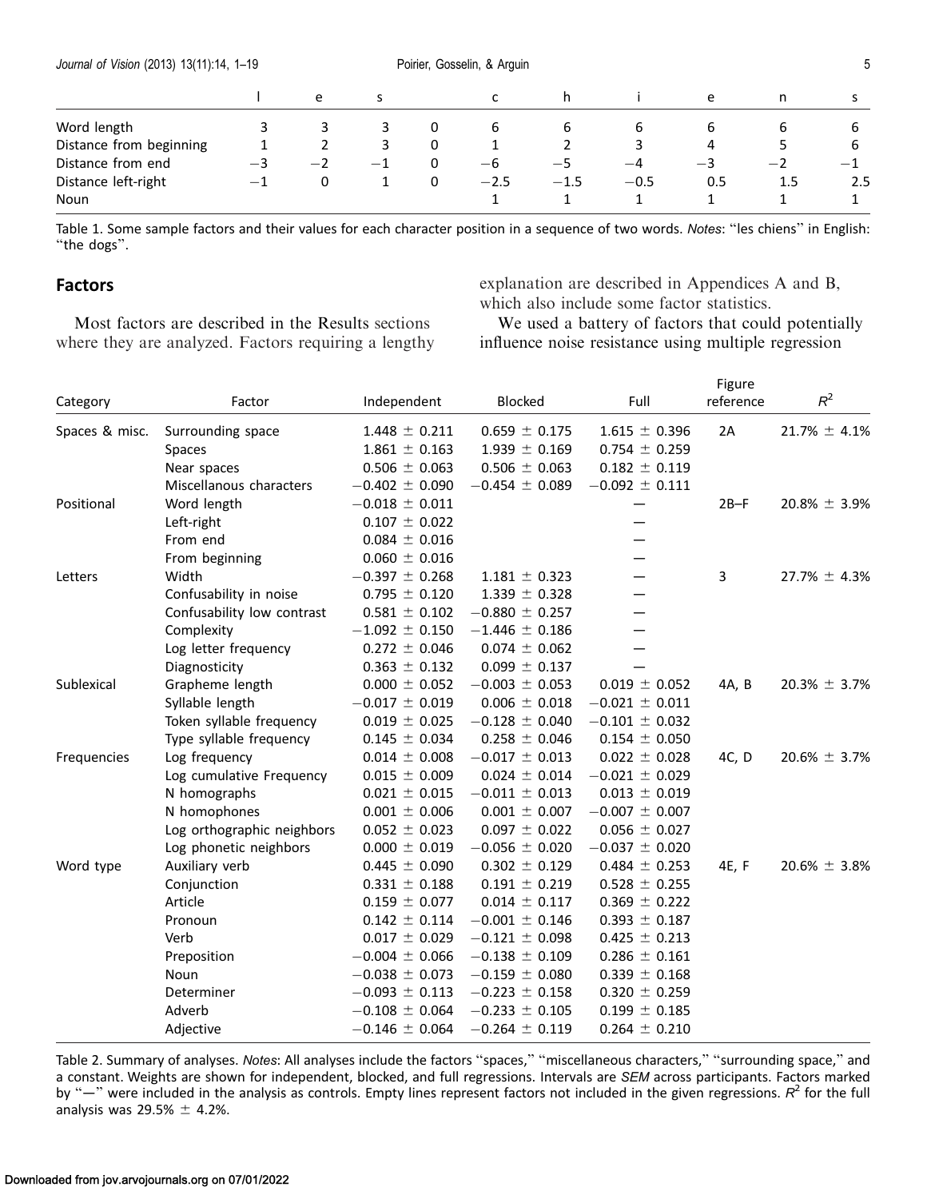| | l | e | s | | c | h | i | e | n | s |
|---|---|---|---|---|---|---|---|---|---|---|
| Word length | 3 | 3 | 3 | 0 | 6 | 6 | 6 | 6 | 6 | 6 |
| Distance from beginning | 1 | 2 | 3 | 0 | 1 | 2 | 3 | 4 | 5 | 6 |
| Distance from end | −3 | −2 | −1 | 0 | −6 | −5 | −4 | −3 | −2 | −1 |
| Distance left-right | −1 | 0 | 1 | 0 | −2.5 | −1.5 | −0.5 | 0.5 | 1.5 | 2.5 |
| Noun | | | | | 1 | 1 | 1 | 1 | 1 | 1 |

Table 1. Some sample factors and their values for each character position in a sequence of two words. *Notes*: "les chiens" in English: "the dogs".

## Factors

Most factors are described in the Results sections where they are analyzed. Factors requiring a lengthy explanation are described in Appendices A and B, which also include some factor statistics.

We used a battery of factors that could potentially influence noise resistance using multiple regression

| Category | Factor | Independent | Blocked | Full | Figure reference | $R^2$ |
|---|---|---|---|---|---|---|
| Spaces & misc. | Surrounding space | 1.448 ± 0.211 | 0.659 ± 0.175 | 1.615 ± 0.396 | 2A | 21.7% ± 4.1% |
| | Spaces | 1.861 ± 0.163 | 1.939 ± 0.169 | 0.754 ± 0.259 | | |
| | Near spaces | 0.506 ± 0.063 | 0.506 ± 0.063 | 0.182 ± 0.119 | | |
| | Miscellanous characters | −0.402 ± 0.090 | −0.454 ± 0.089 | −0.092 ± 0.111 | | |
| Positional | Word length | −0.018 ± 0.011 | | — | 2B–F | 20.8% ± 3.9% |
| | Left-right | 0.107 ± 0.022 | | — | | |
| | From end | 0.084 ± 0.016 | | — | | |
| | From beginning | 0.060 ± 0.016 | | — | | |
| Letters | Width | −0.397 ± 0.268 | 1.181 ± 0.323 | — | 3 | 27.7% ± 4.3% |
| | Confusability in noise | 0.795 ± 0.120 | 1.339 ± 0.328 | — | | |
| | Confusability low contrast | 0.581 ± 0.102 | −0.880 ± 0.257 | — | | |
| | Complexity | −1.092 ± 0.150 | −1.446 ± 0.186 | — | | |
| | Log letter frequency | 0.272 ± 0.046 | 0.074 ± 0.062 | — | | |
| | Diagnosticity | 0.363 ± 0.132 | 0.099 ± 0.137 | — | | |
| Sublexical | Grapheme length | 0.000 ± 0.052 | −0.003 ± 0.053 | 0.019 ± 0.052 | 4A, B | 20.3% ± 3.7% |
| | Syllable length | −0.017 ± 0.019 | 0.006 ± 0.018 | −0.021 ± 0.011 | | |
| | Token syllable frequency | 0.019 ± 0.025 | −0.128 ± 0.040 | −0.101 ± 0.032 | | |
| | Type syllable frequency | 0.145 ± 0.034 | 0.258 ± 0.046 | 0.154 ± 0.050 | | |
| Frequencies | Log frequency | 0.014 ± 0.008 | −0.017 ± 0.013 | 0.022 ± 0.028 | 4C, D | 20.6% ± 3.7% |
| | Log cumulative Frequency | 0.015 ± 0.009 | 0.024 ± 0.014 | −0.021 ± 0.029 | | |
| | N homographs | 0.021 ± 0.015 | −0.011 ± 0.013 | 0.013 ± 0.019 | | |
| | N homophones | 0.001 ± 0.006 | 0.001 ± 0.007 | −0.007 ± 0.007 | | |
| | Log orthographic neighbors | 0.052 ± 0.023 | 0.097 ± 0.022 | 0.056 ± 0.027 | | |
| | Log phonetic neighbors | 0.000 ± 0.019 | −0.056 ± 0.020 | −0.037 ± 0.020 | | |
| Word type | Auxiliary verb | 0.445 ± 0.090 | 0.302 ± 0.129 | 0.484 ± 0.253 | 4E, F | 20.6% ± 3.8% |
| | Conjunction | 0.331 ± 0.188 | 0.191 ± 0.219 | 0.528 ± 0.255 | | |
| | Article | 0.159 ± 0.077 | 0.014 ± 0.117 | 0.369 ± 0.222 | | |
| | Pronoun | 0.142 ± 0.114 | −0.001 ± 0.146 | 0.393 ± 0.187 | | |
| | Verb | 0.017 ± 0.029 | −0.121 ± 0.098 | 0.425 ± 0.213 | | |
| | Preposition | −0.004 ± 0.066 | −0.138 ± 0.109 | 0.286 ± 0.161 | | |
| | Noun | −0.038 ± 0.073 | −0.159 ± 0.080 | 0.339 ± 0.168 | | |
| | Determiner | −0.093 ± 0.113 | −0.223 ± 0.158 | 0.320 ± 0.259 | | |
| | Adverb | −0.108 ± 0.064 | −0.233 ± 0.105 | 0.199 ± 0.185 | | |
| | Adjective | −0.146 ± 0.064 | −0.264 ± 0.119 | 0.264 ± 0.210 | | |

Table 2. Summary of analyses. *Notes*: All analyses include the factors "spaces," "miscellaneous characters," "surrounding space," and a constant. Weights are shown for independent, blocked, and full regressions. Intervals are *SEM* across participants. Factors marked by "—" were included in the analysis as controls. Empty lines represent factors not included in the given regressions. $R^2$ for the full analysis was 29.5% ± 4.2%.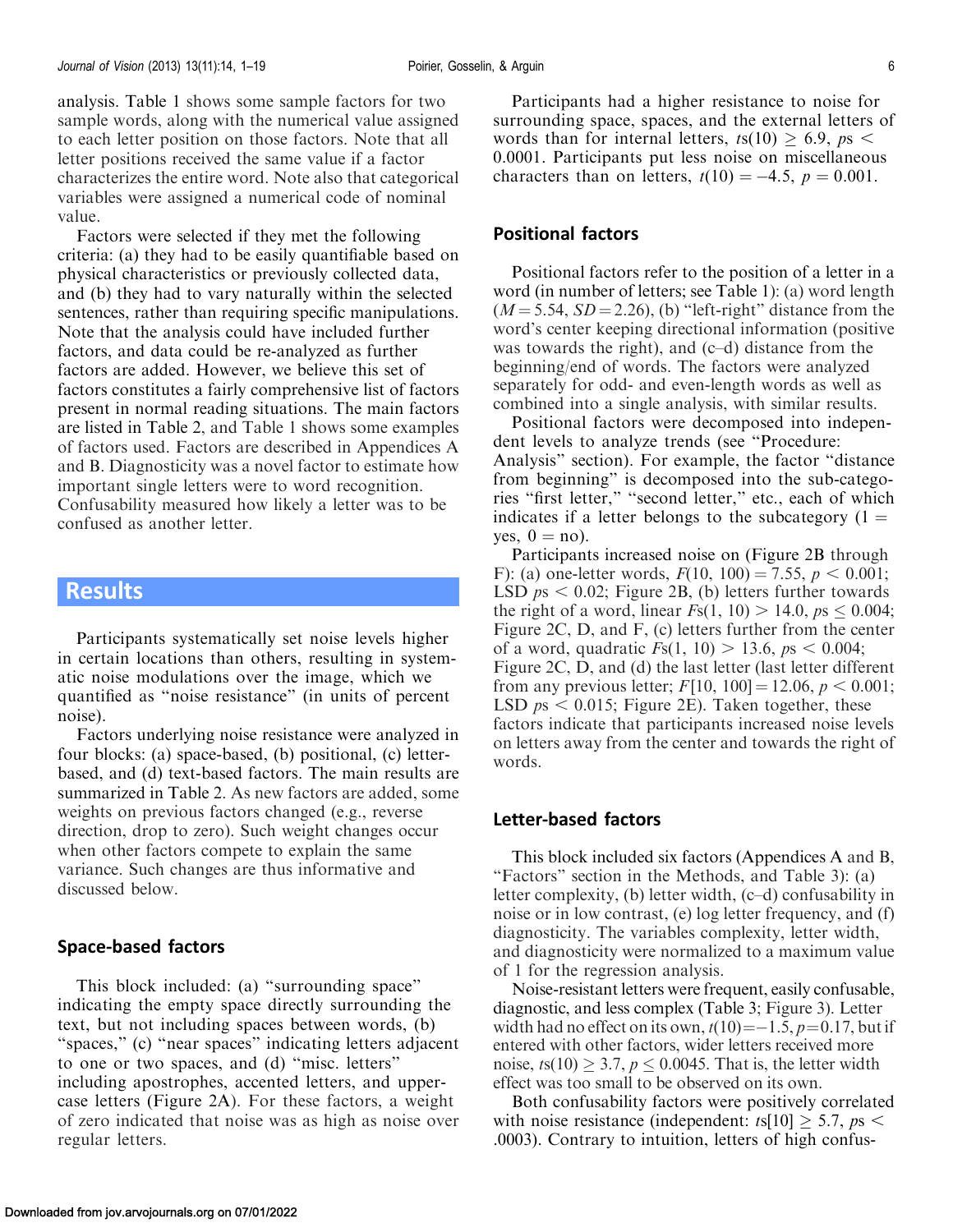analysis. Table 1 shows some sample factors for two sample words, along with the numerical value assigned to each letter position on those factors. Note that all letter positions received the same value if a factor characterizes the entire word. Note also that categorical variables were assigned a numerical code of nominal value.

Factors were selected if they met the following criteria: (a) they had to be easily quantifiable based on physical characteristics or previously collected data, and (b) they had to vary naturally within the selected sentences, rather than requiring specific manipulations. Note that the analysis could have included further factors, and data could be re-analyzed as further factors are added. However, we believe this set of factors constitutes a fairly comprehensive list of factors present in normal reading situations. The main factors are listed in Table 2, and Table 1 shows some examples of factors used. Factors are described in Appendices A and B. Diagnosticity was a novel factor to estimate how important single letters were to word recognition. Confusability measured how likely a letter was to be confused as another letter.

## Results

Participants systematically set noise levels higher in certain locations than others, resulting in systematic noise modulations over the image, which we quantified as "noise resistance" (in units of percent noise).

Factors underlying noise resistance were analyzed in four blocks: (a) space-based, (b) positional, (c) letter-based, and (d) text-based factors. The main results are summarized in Table 2. As new factors are added, some weights on previous factors changed (e.g., reverse direction, drop to zero). Such weight changes occur when other factors compete to explain the same variance. Such changes are thus informative and discussed below.

### Space-based factors

This block included: (a) "surrounding space" indicating the empty space directly surrounding the text, but not including spaces between words, (b) "spaces," (c) "near spaces" indicating letters adjacent to one or two spaces, and (d) "misc. letters" including apostrophes, accented letters, and uppercase letters (Figure 2A). For these factors, a weight of zero indicated that noise was as high as noise over regular letters.

Participants had a higher resistance to noise for surrounding space, spaces, and the external letters of words than for internal letters, $ts(10) \geq 6.9$, $ps < 0.0001$. Participants put less noise on miscellaneous characters than on letters, $t(10) = -4.5$, $p = 0.001$.

### Positional factors

Positional factors refer to the position of a letter in a word (in number of letters; see Table 1): (a) word length ($M = 5.54$, $SD = 2.26$), (b) "left-right" distance from the word's center keeping directional information (positive was towards the right), and (c–d) distance from the beginning/end of words. The factors were analyzed separately for odd- and even-length words as well as combined into a single analysis, with similar results.

Positional factors were decomposed into independent levels to analyze trends (see "Procedure: Analysis" section). For example, the factor "distance from beginning" is decomposed into the sub-categories "first letter," "second letter," etc., each of which indicates if a letter belongs to the subcategory (1 = yes, 0 = no).

Participants increased noise on (Figure 2B through F): (a) one-letter words, $F(10, 100) = 7.55$, $p < 0.001$; LSD $ps < 0.02$; Figure 2B, (b) letters further towards the right of a word, linear $Fs(1, 10) > 14.0$, $ps \leq 0.004$; Figure 2C, D, and F, (c) letters further from the center of a word, quadratic $Fs(1, 10) > 13.6$, $ps < 0.004$; Figure 2C, D, and (d) the last letter (last letter different from any previous letter; $F[10, 100] = 12.06$, $p < 0.001$; LSD $ps < 0.015$; Figure 2E). Taken together, these factors indicate that participants increased noise levels on letters away from the center and towards the right of words.

### Letter-based factors

This block included six factors (Appendices A and B, "Factors" section in the Methods, and Table 3): (a) letter complexity, (b) letter width, (c–d) confusability in noise or in low contrast, (e) log letter frequency, and (f) diagnosticity. The variables complexity, letter width, and diagnosticity were normalized to a maximum value of 1 for the regression analysis.

Noise-resistant letters were frequent, easily confusable, diagnostic, and less complex (Table 3; Figure 3). Letter width had no effect on its own, $t(10) = -1.5$, $p = 0.17$, but if entered with other factors, wider letters received more noise, $ts(10) \geq 3.7$, $p \leq 0.0045$. That is, the letter width effect was too small to be observed on its own.

Both confusability factors were positively correlated with noise resistance (independent: $ts[10] \geq 5.7$, $ps < .0003$). Contrary to intuition, letters of high confus-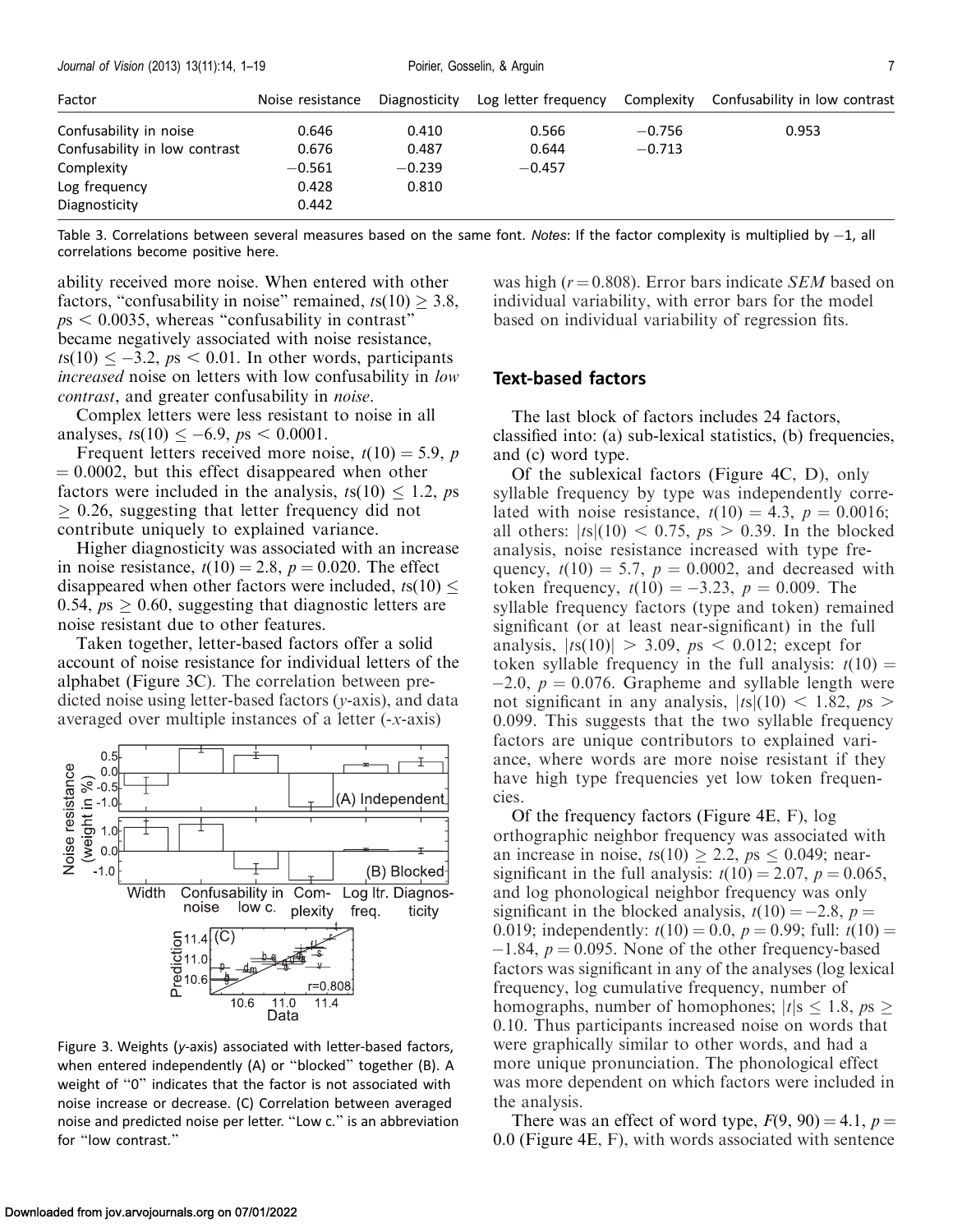| Factor | Noise resistance | Diagnosticity | Log letter frequency | Complexity | Confusability in low contrast |
|---|---|---|---|---|---|
| Confusability in noise | 0.646 | 0.410 | 0.566 | −0.756 | 0.953 |
| Confusability in low contrast | 0.676 | 0.487 | 0.644 | −0.713 | |
| Complexity | −0.561 | −0.239 | −0.457 | | |
| Log frequency | 0.428 | 0.810 | | | |
| Diagnosticity | 0.442 | | | | |

Table 3. Correlations between several measures based on the same font. *Notes*: If the factor complexity is multiplied by −1, all correlations become positive here.

ability received more noise. When entered with other factors, "confusability in noise" remained, $ts(10) \geq 3.8$, $ps < 0.0035$, whereas "confusability in contrast" became negatively associated with noise resistance, $ts(10) \leq -3.2$, $ps < 0.01$. In other words, participants *increased* noise on letters with low confusability in *low contrast*, and greater confusability in *noise*.

Complex letters were less resistant to noise in all analyses, $ts(10) \leq -6.9$, $ps < 0.0001$.

Frequent letters received more noise, $t(10) = 5.9$, $p = 0.0002$, but this effect disappeared when other factors were included in the analysis, $ts(10) \leq 1.2$, $ps \geq 0.26$, suggesting that letter frequency did not contribute uniquely to explained variance.

Higher diagnosticity was associated with an increase in noise resistance, $t(10) = 2.8$, $p = 0.020$. The effect disappeared when other factors were included, $ts(10) \leq 0.54$, $ps \geq 0.60$, suggesting that diagnostic letters are noise resistant due to other features.

Taken together, letter-based factors offer a solid account of noise resistance for individual letters of the alphabet (Figure 3C). The correlation between predicted noise using letter-based factors ($y$-axis), and data averaged over multiple instances of a letter (-$x$-axis)

Figure 3. Weights ($y$-axis) associated with letter-based factors, when entered independently (A) or "blocked" together (B). A weight of "0" indicates that the factor is not associated with noise increase or decrease. (C) Correlation between averaged noise and predicted noise per letter. "Low c." is an abbreviation for "low contrast."

was high ($r = 0.808$). Error bars indicate *SEM* based on individual variability, with error bars for the model based on individual variability of regression fits.

## Text-based factors

The last block of factors includes 24 factors, classified into: (a) sub-lexical statistics, (b) frequencies, and (c) word type.

Of the sublexical factors (Figure 4C, D), only syllable frequency by type was independently correlated with noise resistance, $t(10) = 4.3$, $p = 0.0016$; all others: $|ts|(10) < 0.75$, $ps > 0.39$. In the blocked analysis, noise resistance increased with type frequency, $t(10) = 5.7$, $p = 0.0002$, and decreased with token frequency, $t(10) = -3.23$, $p = 0.009$. The syllable frequency factors (type and token) remained significant (or at least near-significant) in the full analysis, $|ts(10)| > 3.09$, $ps < 0.012$; except for token syllable frequency in the full analysis: $t(10) = -2.0$, $p = 0.076$. Grapheme and syllable length were not significant in any analysis, $|ts|(10) < 1.82$, $ps > 0.099$. This suggests that the two syllable frequency factors are unique contributors to explained variance, where words are more noise resistant if they have high type frequencies yet low token frequencies.

Of the frequency factors (Figure 4E, F), log orthographic neighbor frequency was associated with an increase in noise, $ts(10) \geq 2.2$, $ps \leq 0.049$; near-significant in the full analysis: $t(10) = 2.07$, $p = 0.065$, and log phonological neighbor frequency was only significant in the blocked analysis, $t(10) = -2.8$, $p = 0.019$; independently: $t(10) = 0.0$, $p = 0.99$; full: $t(10) = -1.84$, $p = 0.095$. None of the other frequency-based factors was significant in any of the analyses (log lexical frequency, log cumulative frequency, number of homographs, number of homophones; $|t|s \leq 1.8$, $ps \geq 0.10$. Thus participants increased noise on words that were graphically similar to other words, and had a more unique pronunciation. The phonological effect was more dependent on which factors were included in the analysis.

There was an effect of word type, $F(9, 90) = 4.1$, $p = 0.0$ (Figure 4E, F), with words associated with sentence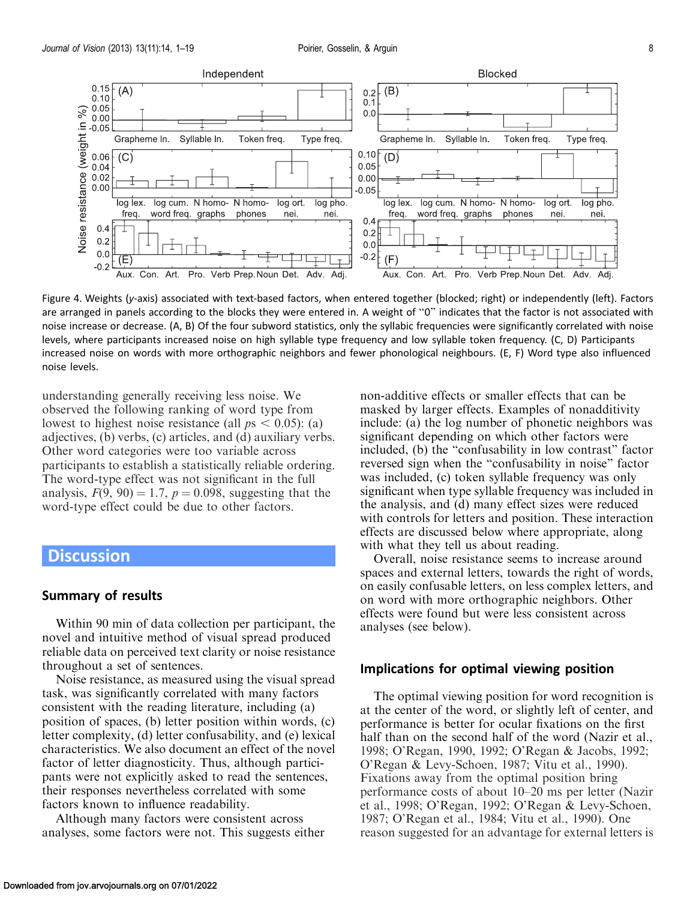Independent

Blocked

Noise resistance (weight in %)

(A)

0.15
0.10
0.05
0.00
-0.05

Grapheme ln. Syllable ln. Token freq. Type freq.

(B)

0.2
0.1
0.0

Grapheme ln. Syllable ln. Token freq. Type freq.

(C)

0.06
0.04
0.02
0.00

log lex. freq. log cum. word freq. N homo-graphs N homo-phones log ort. nei. log pho. nei.

(D)

0.10
0.05
0.00
-0.05

log lex. freq. log cum. word freq. N homo-graphs N homo-phones log ort. nei. log pho. nei.

(E)

0.4
0.2
0.0
-0.2

Aux. Con. Art. Pro. Verb Prep. Noun Det. Adv. Adj.

(F)

0.4
0.2
0.0
-0.2

Aux. Con. Art. Pro. Verb Prep. Noun Det. Adv. Adj.

Figure 4. Weights (*y*-axis) associated with text-based factors, when entered together (blocked; right) or independently (left). Factors are arranged in panels according to the blocks they were entered in. A weight of "0" indicates that the factor is not associated with noise increase or decrease. (A, B) Of the four subword statistics, only the syllabic frequencies were significantly correlated with noise levels, where participants increased noise on high syllable type frequency and low syllable token frequency. (C, D) Participants increased noise on words with more orthographic neighbors and fewer phonological neighbours. (E, F) Word type also influenced noise levels.

understanding generally receiving less noise. We observed the following ranking of word type from lowest to highest noise resistance (all $ps < 0.05$): (a) adjectives, (b) verbs, (c) articles, and (d) auxiliary verbs. Other word categories were too variable across participants to establish a statistically reliable ordering. The word-type effect was not significant in the full analysis, $F(9, 90) = 1.7$, $p = 0.098$, suggesting that the word-type effect could be due to other factors.

## Discussion

### Summary of results

Within 90 min of data collection per participant, the novel and intuitive method of visual spread produced reliable data on perceived text clarity or noise resistance throughout a set of sentences.

Noise resistance, as measured using the visual spread task, was significantly correlated with many factors consistent with the reading literature, including (a) position of spaces, (b) letter position within words, (c) letter complexity, (d) letter confusability, and (e) lexical characteristics. We also document an effect of the novel factor of letter diagnosticity. Thus, although participants were not explicitly asked to read the sentences, their responses nevertheless correlated with some factors known to influence readability.

Although many factors were consistent across analyses, some factors were not. This suggests either non-additive effects or smaller effects that can be masked by larger effects. Examples of nonadditivity include: (a) the log number of phonetic neighbors was significant depending on which other factors were included, (b) the "confusability in low contrast" factor reversed sign when the "confusability in noise" factor was included, (c) token syllable frequency was only significant when type syllable frequency was included in the analysis, and (d) many effect sizes were reduced with controls for letters and position. These interaction effects are discussed below where appropriate, along with what they tell us about reading.

Overall, noise resistance seems to increase around spaces and external letters, towards the right of words, on easily confusable letters, on less complex letters, and on word with more orthographic neighbors. Other effects were found but were less consistent across analyses (see below).

### Implications for optimal viewing position

The optimal viewing position for word recognition is at the center of the word, or slightly left of center, and performance is better for ocular fixations on the first half than on the second half of the word (Nazir et al., 1998; O'Regan, 1990, 1992; O'Regan & Jacobs, 1992; O'Regan & Levy-Schoen, 1987; Vitu et al., 1990). Fixations away from the optimal position bring performance costs of about 10–20 ms per letter (Nazir et al., 1998; O'Regan, 1992; O'Regan & Levy-Schoen, 1987; O'Regan et al., 1984; Vitu et al., 1990). One reason suggested for an advantage for external letters is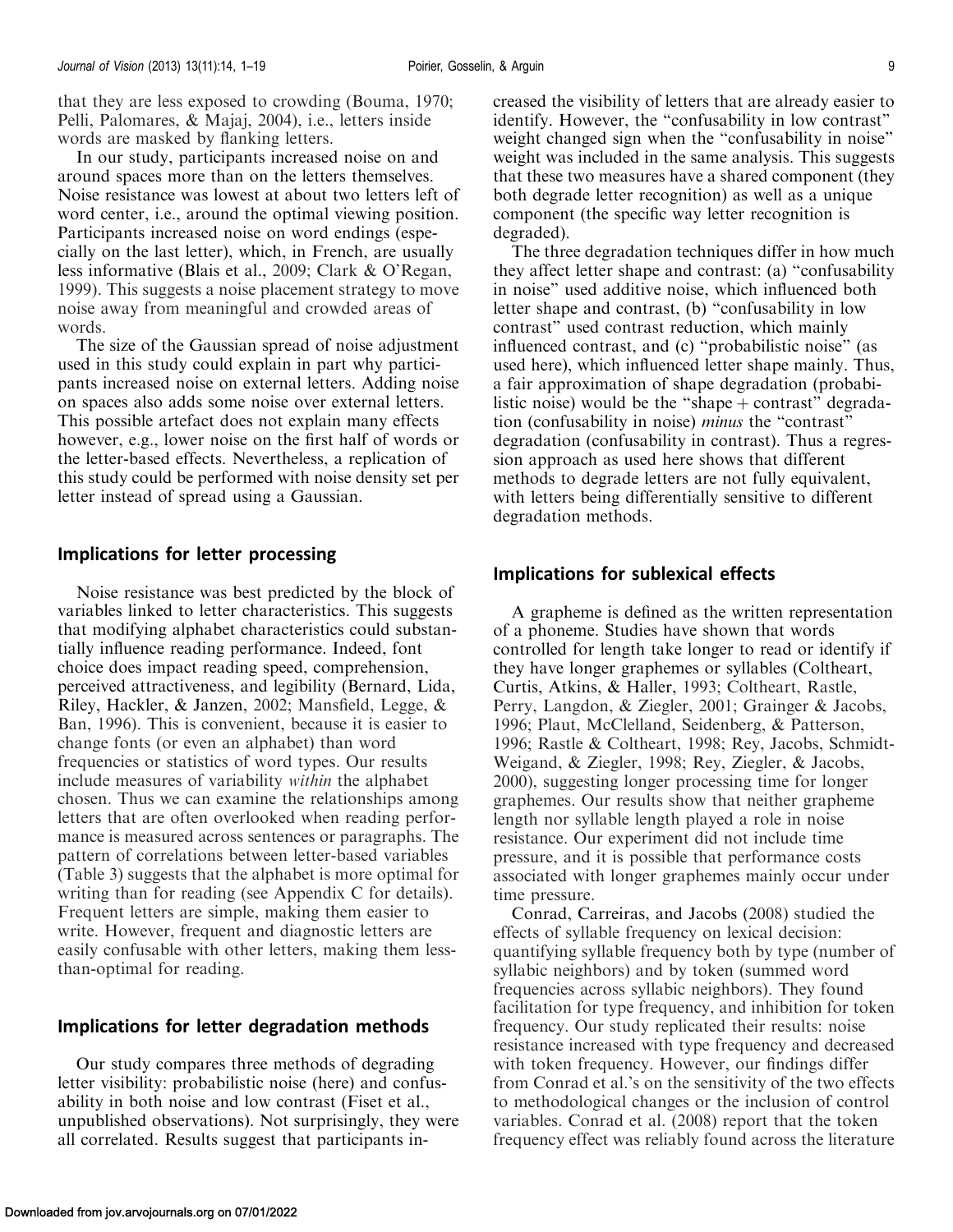that they are less exposed to crowding (Bouma, 1970; Pelli, Palomares, & Majaj, 2004), i.e., letters inside words are masked by flanking letters.

In our study, participants increased noise on and around spaces more than on the letters themselves. Noise resistance was lowest at about two letters left of word center, i.e., around the optimal viewing position. Participants increased noise on word endings (especially on the last letter), which, in French, are usually less informative (Blais et al., 2009; Clark & O'Regan, 1999). This suggests a noise placement strategy to move noise away from meaningful and crowded areas of words.

The size of the Gaussian spread of noise adjustment used in this study could explain in part why participants increased noise on external letters. Adding noise on spaces also adds some noise over external letters. This possible artefact does not explain many effects however, e.g., lower noise on the first half of words or the letter-based effects. Nevertheless, a replication of this study could be performed with noise density set per letter instead of spread using a Gaussian.

## Implications for letter processing

Noise resistance was best predicted by the block of variables linked to letter characteristics. This suggests that modifying alphabet characteristics could substantially influence reading performance. Indeed, font choice does impact reading speed, comprehension, perceived attractiveness, and legibility (Bernard, Lida, Riley, Hackler, & Janzen, 2002; Mansfield, Legge, & Ban, 1996). This is convenient, because it is easier to change fonts (or even an alphabet) than word frequencies or statistics of word types. Our results include measures of variability *within* the alphabet chosen. Thus we can examine the relationships among letters that are often overlooked when reading performance is measured across sentences or paragraphs. The pattern of correlations between letter-based variables (Table 3) suggests that the alphabet is more optimal for writing than for reading (see Appendix C for details). Frequent letters are simple, making them easier to write. However, frequent and diagnostic letters are easily confusable with other letters, making them less-than-optimal for reading.

## Implications for letter degradation methods

Our study compares three methods of degrading letter visibility: probabilistic noise (here) and confusability in both noise and low contrast (Fiset et al., unpublished observations). Not surprisingly, they were all correlated. Results suggest that participants increased the visibility of letters that are already easier to identify. However, the "confusability in low contrast" weight changed sign when the "confusability in noise" weight was included in the same analysis. This suggests that these two measures have a shared component (they both degrade letter recognition) as well as a unique component (the specific way letter recognition is degraded).

The three degradation techniques differ in how much they affect letter shape and contrast: (a) "confusability in noise" used additive noise, which influenced both letter shape and contrast, (b) "confusability in low contrast" used contrast reduction, which mainly influenced contrast, and (c) "probabilistic noise" (as used here), which influenced letter shape mainly. Thus, a fair approximation of shape degradation (probabilistic noise) would be the "shape + contrast" degradation (confusability in noise) *minus* the "contrast" degradation (confusability in contrast). Thus a regression approach as used here shows that different methods to degrade letters are not fully equivalent, with letters being differentially sensitive to different degradation methods.

## Implications for sublexical effects

A grapheme is defined as the written representation of a phoneme. Studies have shown that words controlled for length take longer to read or identify if they have longer graphemes or syllables (Coltheart, Curtis, Atkins, & Haller, 1993; Coltheart, Rastle, Perry, Langdon, & Ziegler, 2001; Grainger & Jacobs, 1996; Plaut, McClelland, Seidenberg, & Patterson, 1996; Rastle & Coltheart, 1998; Rey, Jacobs, Schmidt-Weigand, & Ziegler, 1998; Rey, Ziegler, & Jacobs, 2000), suggesting longer processing time for longer graphemes. Our results show that neither grapheme length nor syllable length played a role in noise resistance. Our experiment did not include time pressure, and it is possible that performance costs associated with longer graphemes mainly occur under time pressure.

Conrad, Carreiras, and Jacobs (2008) studied the effects of syllable frequency on lexical decision: quantifying syllable frequency both by type (number of syllabic neighbors) and by token (summed word frequencies across syllabic neighbors). They found facilitation for type frequency, and inhibition for token frequency. Our study replicated their results: noise resistance increased with type frequency and decreased with token frequency. However, our findings differ from Conrad et al.'s on the sensitivity of the two effects to methodological changes or the inclusion of control variables. Conrad et al. (2008) report that the token frequency effect was reliably found across the literature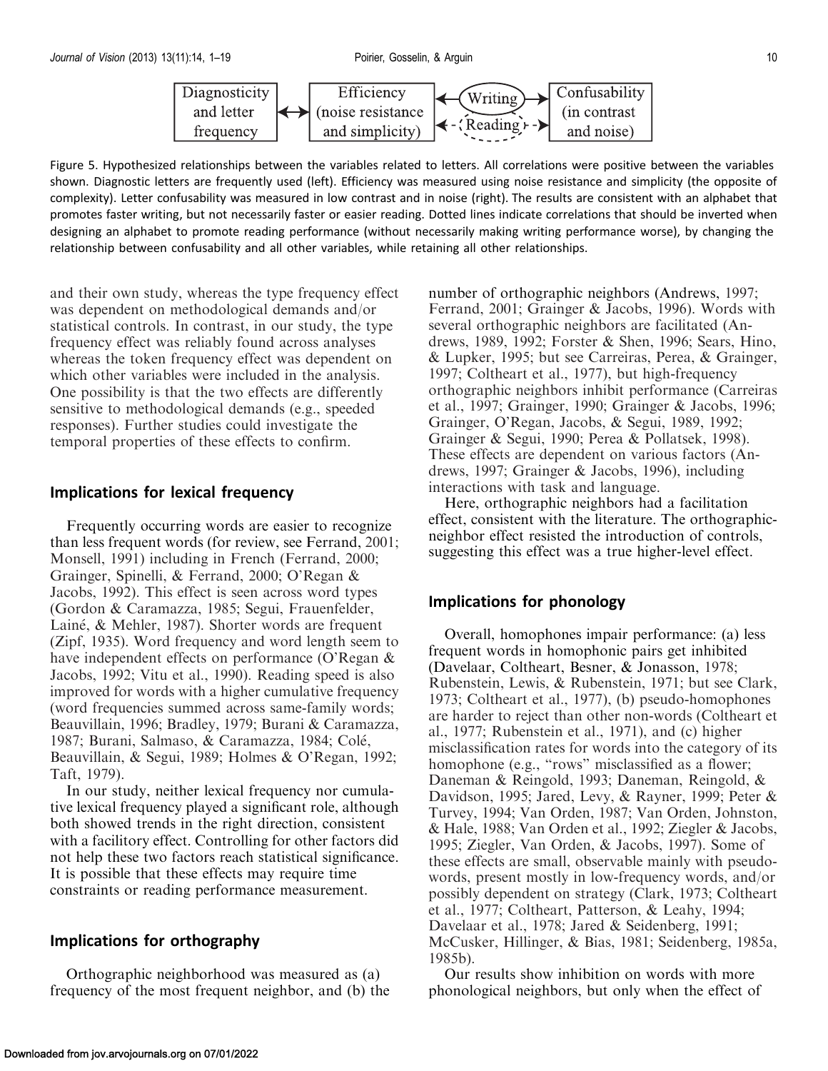Figure 5. Hypothesized relationships between the variables related to letters. All correlations were positive between the variables shown. Diagnostic letters are frequently used (left). Efficiency was measured using noise resistance and simplicity (the opposite of complexity). Letter confusability was measured in low contrast and in noise (right). The results are consistent with an alphabet that promotes faster writing, but not necessarily faster or easier reading. Dotted lines indicate correlations that should be inverted when designing an alphabet to promote reading performance (without necessarily making writing performance worse), by changing the relationship between confusability and all other variables, while retaining all other relationships.

and their own study, whereas the type frequency effect was dependent on methodological demands and/or statistical controls. In contrast, in our study, the type frequency effect was reliably found across analyses whereas the token frequency effect was dependent on which other variables were included in the analysis. One possibility is that the two effects are differently sensitive to methodological demands (e.g., speeded responses). Further studies could investigate the temporal properties of these effects to confirm.

## Implications for lexical frequency

Frequently occurring words are easier to recognize than less frequent words (for review, see Ferrand, 2001; Monsell, 1991) including in French (Ferrand, 2000; Grainger, Spinelli, & Ferrand, 2000; O'Regan & Jacobs, 1992). This effect is seen across word types (Gordon & Caramazza, 1985; Segui, Frauenfelder, Lainé, & Mehler, 1987). Shorter words are frequent (Zipf, 1935). Word frequency and word length seem to have independent effects on performance (O'Regan & Jacobs, 1992; Vitu et al., 1990). Reading speed is also improved for words with a higher cumulative frequency (word frequencies summed across same-family words; Beauvillain, 1996; Bradley, 1979; Burani & Caramazza, 1987; Burani, Salmaso, & Caramazza, 1984; Colé, Beauvillain, & Segui, 1989; Holmes & O'Regan, 1992; Taft, 1979).

In our study, neither lexical frequency nor cumulative lexical frequency played a significant role, although both showed trends in the right direction, consistent with a facilitory effect. Controlling for other factors did not help these two factors reach statistical significance. It is possible that these effects may require time constraints or reading performance measurement.

## Implications for orthography

Orthographic neighborhood was measured as (a) frequency of the most frequent neighbor, and (b) the number of orthographic neighbors (Andrews, 1997; Ferrand, 2001; Grainger & Jacobs, 1996). Words with several orthographic neighbors are facilitated (Andrews, 1989, 1992; Forster & Shen, 1996; Sears, Hino, & Lupker, 1995; but see Carreiras, Perea, & Grainger, 1997; Coltheart et al., 1977), but high-frequency orthographic neighbors inhibit performance (Carreiras et al., 1997; Grainger, 1990; Grainger & Jacobs, 1996; Grainger, O'Regan, Jacobs, & Segui, 1989, 1992; Grainger & Segui, 1990; Perea & Pollatsek, 1998). These effects are dependent on various factors (Andrews, 1997; Grainger & Jacobs, 1996), including interactions with task and language.

Here, orthographic neighbors had a facilitation effect, consistent with the literature. The orthographic-neighbor effect resisted the introduction of controls, suggesting this effect was a true higher-level effect.

## Implications for phonology

Overall, homophones impair performance: (a) less frequent words in homophonic pairs get inhibited (Davelaar, Coltheart, Besner, & Jonasson, 1978; Rubenstein, Lewis, & Rubenstein, 1971; but see Clark, 1973; Coltheart et al., 1977), (b) pseudo-homophones are harder to reject than other non-words (Coltheart et al., 1977; Rubenstein et al., 1971), and (c) higher misclassification rates for words into the category of its homophone (e.g., "rows" misclassified as a flower; Daneman & Reingold, 1993; Daneman, Reingold, & Davidson, 1995; Jared, Levy, & Rayner, 1999; Peter & Turvey, 1994; Van Orden, 1987; Van Orden, Johnston, & Hale, 1988; Van Orden et al., 1992; Ziegler & Jacobs, 1995; Ziegler, Van Orden, & Jacobs, 1997). Some of these effects are small, observable mainly with pseudowords, present mostly in low-frequency words, and/or possibly dependent on strategy (Clark, 1973; Coltheart et al., 1977; Coltheart, Patterson, & Leahy, 1994; Davelaar et al., 1978; Jared & Seidenberg, 1991; McCusker, Hillinger, & Bias, 1981; Seidenberg, 1985a, 1985b).

Our results show inhibition on words with more phonological neighbors, but only when the effect of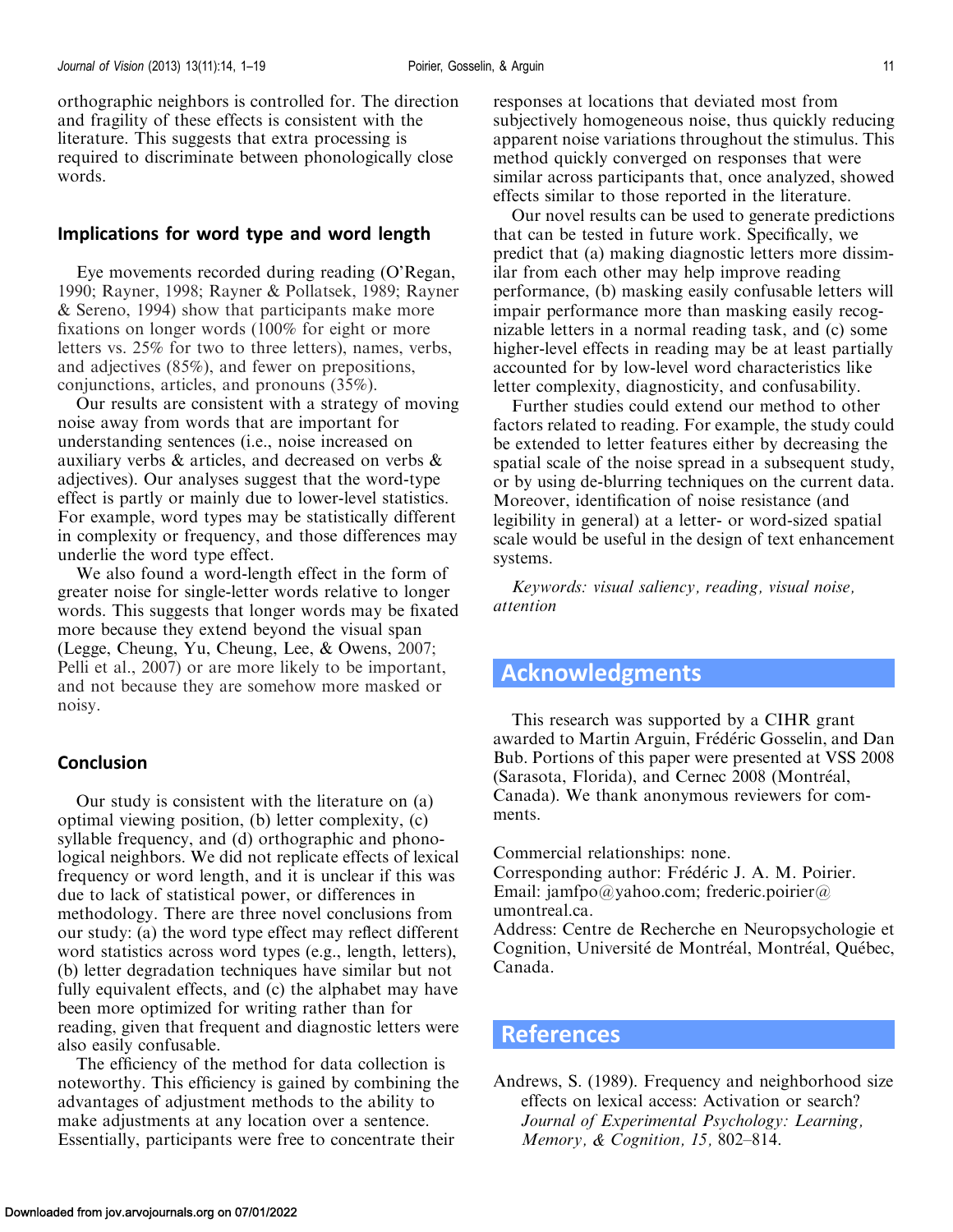orthographic neighbors is controlled for. The direction and fragility of these effects is consistent with the literature. This suggests that extra processing is required to discriminate between phonologically close words.

### Implications for word type and word length

Eye movements recorded during reading (O'Regan, 1990; Rayner, 1998; Rayner & Pollatsek, 1989; Rayner & Sereno, 1994) show that participants make more fixations on longer words (100% for eight or more letters vs. 25% for two to three letters), names, verbs, and adjectives (85%), and fewer on prepositions, conjunctions, articles, and pronouns (35%).

Our results are consistent with a strategy of moving noise away from words that are important for understanding sentences (i.e., noise increased on auxiliary verbs & articles, and decreased on verbs & adjectives). Our analyses suggest that the word-type effect is partly or mainly due to lower-level statistics. For example, word types may be statistically different in complexity or frequency, and those differences may underlie the word type effect.

We also found a word-length effect in the form of greater noise for single-letter words relative to longer words. This suggests that longer words may be fixated more because they extend beyond the visual span (Legge, Cheung, Yu, Cheung, Lee, & Owens, 2007; Pelli et al., 2007) or are more likely to be important, and not because they are somehow more masked or noisy.

### Conclusion

Our study is consistent with the literature on (a) optimal viewing position, (b) letter complexity, (c) syllable frequency, and (d) orthographic and phonological neighbors. We did not replicate effects of lexical frequency or word length, and it is unclear if this was due to lack of statistical power, or differences in methodology. There are three novel conclusions from our study: (a) the word type effect may reflect different word statistics across word types (e.g., length, letters), (b) letter degradation techniques have similar but not fully equivalent effects, and (c) the alphabet may have been more optimized for writing rather than for reading, given that frequent and diagnostic letters were also easily confusable.

The efficiency of the method for data collection is noteworthy. This efficiency is gained by combining the advantages of adjustment methods to the ability to make adjustments at any location over a sentence. Essentially, participants were free to concentrate their responses at locations that deviated most from subjectively homogeneous noise, thus quickly reducing apparent noise variations throughout the stimulus. This method quickly converged on responses that were similar across participants that, once analyzed, showed effects similar to those reported in the literature.

Our novel results can be used to generate predictions that can be tested in future work. Specifically, we predict that (a) making diagnostic letters more dissimilar from each other may help improve reading performance, (b) masking easily confusable letters will impair performance more than masking easily recognizable letters in a normal reading task, and (c) some higher-level effects in reading may be at least partially accounted for by low-level word characteristics like letter complexity, diagnosticity, and confusability.

Further studies could extend our method to other factors related to reading. For example, the study could be extended to letter features either by decreasing the spatial scale of the noise spread in a subsequent study, or by using de-blurring techniques on the current data. Moreover, identification of noise resistance (and legibility in general) at a letter- or word-sized spatial scale would be useful in the design of text enhancement systems.

*Keywords: visual saliency, reading, visual noise, attention*

## Acknowledgments

This research was supported by a CIHR grant awarded to Martin Arguin, Frédéric Gosselin, and Dan Bub. Portions of this paper were presented at VSS 2008 (Sarasota, Florida), and Cernec 2008 (Montréal, Canada). We thank anonymous reviewers for comments.

Commercial relationships: none.
Corresponding author: Frédéric J. A. M. Poirier.
Email: jamfpo@yahoo.com; frederic.poirier@umontreal.ca.
Address: Centre de Recherche en Neuropsychologie et Cognition, Université de Montréal, Montréal, Québec, Canada.

## References

Andrews, S. (1989). Frequency and neighborhood size effects on lexical access: Activation or search? *Journal of Experimental Psychology: Learning, Memory, & Cognition, 15,* 802–814.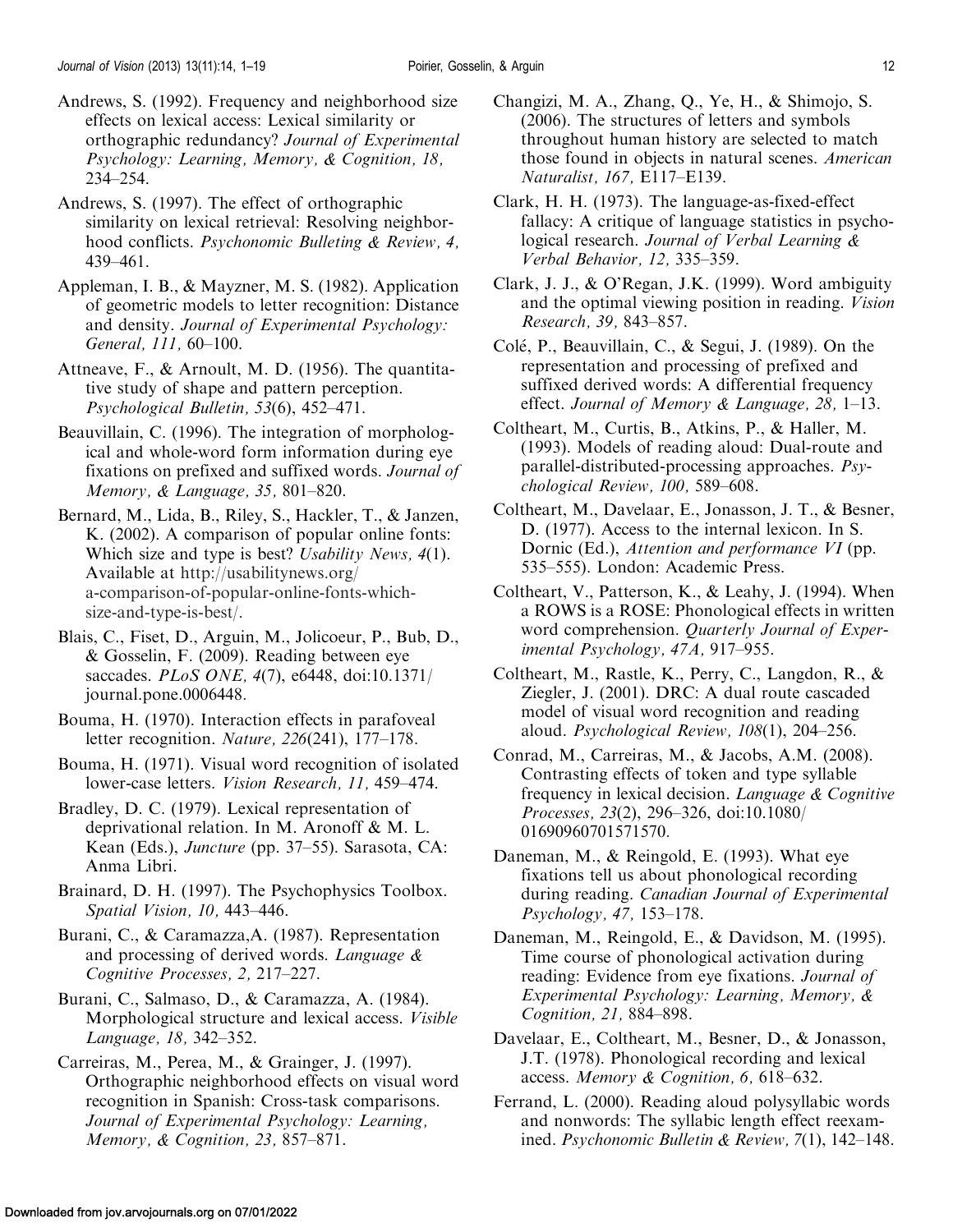Andrews, S. (1992). Frequency and neighborhood size effects on lexical access: Lexical similarity or orthographic redundancy? *Journal of Experimental Psychology: Learning, Memory, & Cognition, 18,* 234–254.

Andrews, S. (1997). The effect of orthographic similarity on lexical retrieval: Resolving neighborhood conflicts. *Psychonomic Bulleting & Review, 4,* 439–461.

Appleman, I. B., & Mayzner, M. S. (1982). Application of geometric models to letter recognition: Distance and density. *Journal of Experimental Psychology: General, 111,* 60–100.

Attneave, F., & Arnoult, M. D. (1956). The quantitative study of shape and pattern perception. *Psychological Bulletin, 53*(6), 452–471.

Beauvillain, C. (1996). The integration of morphological and whole-word form information during eye fixations on prefixed and suffixed words. *Journal of Memory, & Language, 35,* 801–820.

Bernard, M., Lida, B., Riley, S., Hackler, T., & Janzen, K. (2002). A comparison of popular online fonts: Which size and type is best? *Usability News, 4*(1). Available at http://usabilitynews.org/a-comparison-of-popular-online-fonts-which-size-and-type-is-best/.

Blais, C., Fiset, D., Arguin, M., Jolicoeur, P., Bub, D., & Gosselin, F. (2009). Reading between eye saccades. *PLoS ONE, 4*(7), e6448, doi:10.1371/journal.pone.0006448.

Bouma, H. (1970). Interaction effects in parafoveal letter recognition. *Nature, 226*(241), 177–178.

Bouma, H. (1971). Visual word recognition of isolated lower-case letters. *Vision Research, 11,* 459–474.

Bradley, D. C. (1979). Lexical representation of deprivational relation. In M. Aronoff & M. L. Kean (Eds.), *Juncture* (pp. 37–55). Sarasota, CA: Anma Libri.

Brainard, D. H. (1997). The Psychophysics Toolbox. *Spatial Vision, 10,* 443–446.

Burani, C., & Caramazza,A. (1987). Representation and processing of derived words. *Language & Cognitive Processes, 2,* 217–227.

Burani, C., Salmaso, D., & Caramazza, A. (1984). Morphological structure and lexical access. *Visible Language, 18,* 342–352.

Carreiras, M., Perea, M., & Grainger, J. (1997). Orthographic neighborhood effects on visual word recognition in Spanish: Cross-task comparisons. *Journal of Experimental Psychology: Learning, Memory, & Cognition, 23,* 857–871.

Changizi, M. A., Zhang, Q., Ye, H., & Shimojo, S. (2006). The structures of letters and symbols throughout human history are selected to match those found in objects in natural scenes. *American Naturalist, 167,* E117–E139.

Clark, H. H. (1973). The language-as-fixed-effect fallacy: A critique of language statistics in psychological research. *Journal of Verbal Learning & Verbal Behavior, 12,* 335–359.

Clark, J. J., & O'Regan, J.K. (1999). Word ambiguity and the optimal viewing position in reading. *Vision Research, 39,* 843–857.

Colé, P., Beauvillain, C., & Segui, J. (1989). On the representation and processing of prefixed and suffixed derived words: A differential frequency effect. *Journal of Memory & Language, 28,* 1–13.

Coltheart, M., Curtis, B., Atkins, P., & Haller, M. (1993). Models of reading aloud: Dual-route and parallel-distributed-processing approaches. *Psychological Review, 100,* 589–608.

Coltheart, M., Davelaar, E., Jonasson, J. T., & Besner, D. (1977). Access to the internal lexicon. In S. Dornic (Ed.), *Attention and performance VI* (pp. 535–555). London: Academic Press.

Coltheart, V., Patterson, K., & Leahy, J. (1994). When a ROWS is a ROSE: Phonological effects in written word comprehension. *Quarterly Journal of Experimental Psychology, 47A,* 917–955.

Coltheart, M., Rastle, K., Perry, C., Langdon, R., & Ziegler, J. (2001). DRC: A dual route cascaded model of visual word recognition and reading aloud. *Psychological Review, 108*(1), 204–256.

Conrad, M., Carreiras, M., & Jacobs, A.M. (2008). Contrasting effects of token and type syllable frequency in lexical decision. *Language & Cognitive Processes, 23*(2), 296–326, doi:10.1080/01690960701571570.

Daneman, M., & Reingold, E. (1993). What eye fixations tell us about phonological recording during reading. *Canadian Journal of Experimental Psychology, 47,* 153–178.

Daneman, M., Reingold, E., & Davidson, M. (1995). Time course of phonological activation during reading: Evidence from eye fixations. *Journal of Experimental Psychology: Learning, Memory, & Cognition, 21,* 884–898.

Davelaar, E., Coltheart, M., Besner, D., & Jonasson, J.T. (1978). Phonological recording and lexical access. *Memory & Cognition, 6,* 618–632.

Ferrand, L. (2000). Reading aloud polysyllabic words and nonwords: The syllabic length effect reexamined. *Psychonomic Bulletin & Review, 7*(1), 142–148.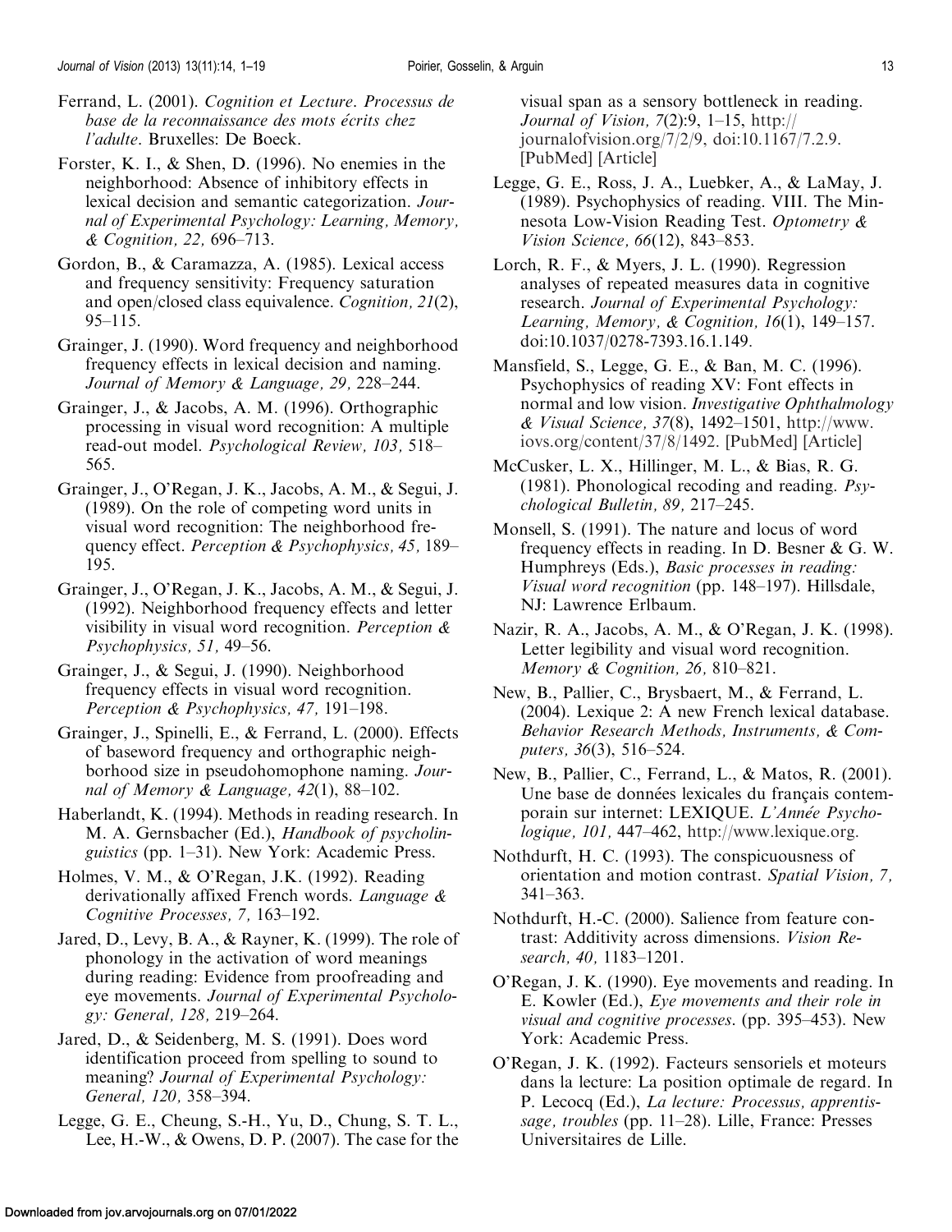Ferrand, L. (2001). *Cognition et Lecture. Processus de base de la reconnaissance des mots écrits chez l'adulte*. Bruxelles: De Boeck.

Forster, K. I., & Shen, D. (1996). No enemies in the neighborhood: Absence of inhibitory effects in lexical decision and semantic categorization. *Journal of Experimental Psychology: Learning, Memory, & Cognition, 22,* 696–713.

Gordon, B., & Caramazza, A. (1985). Lexical access and frequency sensitivity: Frequency saturation and open/closed class equivalence. *Cognition, 21*(2), 95–115.

Grainger, J. (1990). Word frequency and neighborhood frequency effects in lexical decision and naming. *Journal of Memory & Language, 29,* 228–244.

Grainger, J., & Jacobs, A. M. (1996). Orthographic processing in visual word recognition: A multiple read-out model. *Psychological Review, 103,* 518–565.

Grainger, J., O'Regan, J. K., Jacobs, A. M., & Segui, J. (1989). On the role of competing word units in visual word recognition: The neighborhood frequency effect. *Perception & Psychophysics, 45,* 189–195.

Grainger, J., O'Regan, J. K., Jacobs, A. M., & Segui, J. (1992). Neighborhood frequency effects and letter visibility in visual word recognition. *Perception & Psychophysics, 51,* 49–56.

Grainger, J., & Segui, J. (1990). Neighborhood frequency effects in visual word recognition. *Perception & Psychophysics, 47,* 191–198.

Grainger, J., Spinelli, E., & Ferrand, L. (2000). Effects of baseword frequency and orthographic neighborhood size in pseudohomophone naming. *Journal of Memory & Language, 42*(1), 88–102.

Haberlandt, K. (1994). Methods in reading research. In M. A. Gernsbacher (Ed.), *Handbook of psycholinguistics* (pp. 1–31). New York: Academic Press.

Holmes, V. M., & O'Regan, J.K. (1992). Reading derivationally affixed French words. *Language & Cognitive Processes, 7,* 163–192.

Jared, D., Levy, B. A., & Rayner, K. (1999). The role of phonology in the activation of word meanings during reading: Evidence from proofreading and eye movements. *Journal of Experimental Psychology: General, 128,* 219–264.

Jared, D., & Seidenberg, M. S. (1991). Does word identification proceed from spelling to sound to meaning? *Journal of Experimental Psychology: General, 120,* 358–394.

Legge, G. E., Cheung, S.-H., Yu, D., Chung, S. T. L., Lee, H.-W., & Owens, D. P. (2007). The case for the visual span as a sensory bottleneck in reading. *Journal of Vision, 7*(2):9, 1–15, http://journalofvision.org/7/2/9, doi:10.1167/7.2.9. [PubMed] [Article]

Legge, G. E., Ross, J. A., Luebker, A., & LaMay, J. (1989). Psychophysics of reading. VIII. The Minnesota Low-Vision Reading Test. *Optometry & Vision Science, 66*(12), 843–853.

Lorch, R. F., & Myers, J. L. (1990). Regression analyses of repeated measures data in cognitive research. *Journal of Experimental Psychology: Learning, Memory, & Cognition, 16*(1), 149–157. doi:10.1037/0278-7393.16.1.149.

Mansfield, S., Legge, G. E., & Ban, M. C. (1996). Psychophysics of reading XV: Font effects in normal and low vision. *Investigative Ophthalmology & Visual Science, 37*(8), 1492–1501, http://www.iovs.org/content/37/8/1492. [PubMed] [Article]

McCusker, L. X., Hillinger, M. L., & Bias, R. G. (1981). Phonological recoding and reading. *Psychological Bulletin, 89,* 217–245.

Monsell, S. (1991). The nature and locus of word frequency effects in reading. In D. Besner & G. W. Humphreys (Eds.), *Basic processes in reading: Visual word recognition* (pp. 148–197). Hillsdale, NJ: Lawrence Erlbaum.

Nazir, R. A., Jacobs, A. M., & O'Regan, J. K. (1998). Letter legibility and visual word recognition. *Memory & Cognition, 26,* 810–821.

New, B., Pallier, C., Brysbaert, M., & Ferrand, L. (2004). Lexique 2: A new French lexical database. *Behavior Research Methods, Instruments, & Computers, 36*(3), 516–524.

New, B., Pallier, C., Ferrand, L., & Matos, R. (2001). Une base de données lexicales du français contemporain sur internet: LEXIQUE. *L'Année Psychologique, 101,* 447–462, http://www.lexique.org.

Nothdurft, H. C. (1993). The conspicuousness of orientation and motion contrast. *Spatial Vision, 7,* 341–363.

Nothdurft, H.-C. (2000). Salience from feature contrast: Additivity across dimensions. *Vision Research, 40,* 1183–1201.

O'Regan, J. K. (1990). Eye movements and reading. In E. Kowler (Ed.), *Eye movements and their role in visual and cognitive processes*. (pp. 395–453). New York: Academic Press.

O'Regan, J. K. (1992). Facteurs sensoriels et moteurs dans la lecture: La position optimale de regard. In P. Lecocq (Ed.), *La lecture: Processus, apprentissage, troubles* (pp. 11–28). Lille, France: Presses Universitaires de Lille.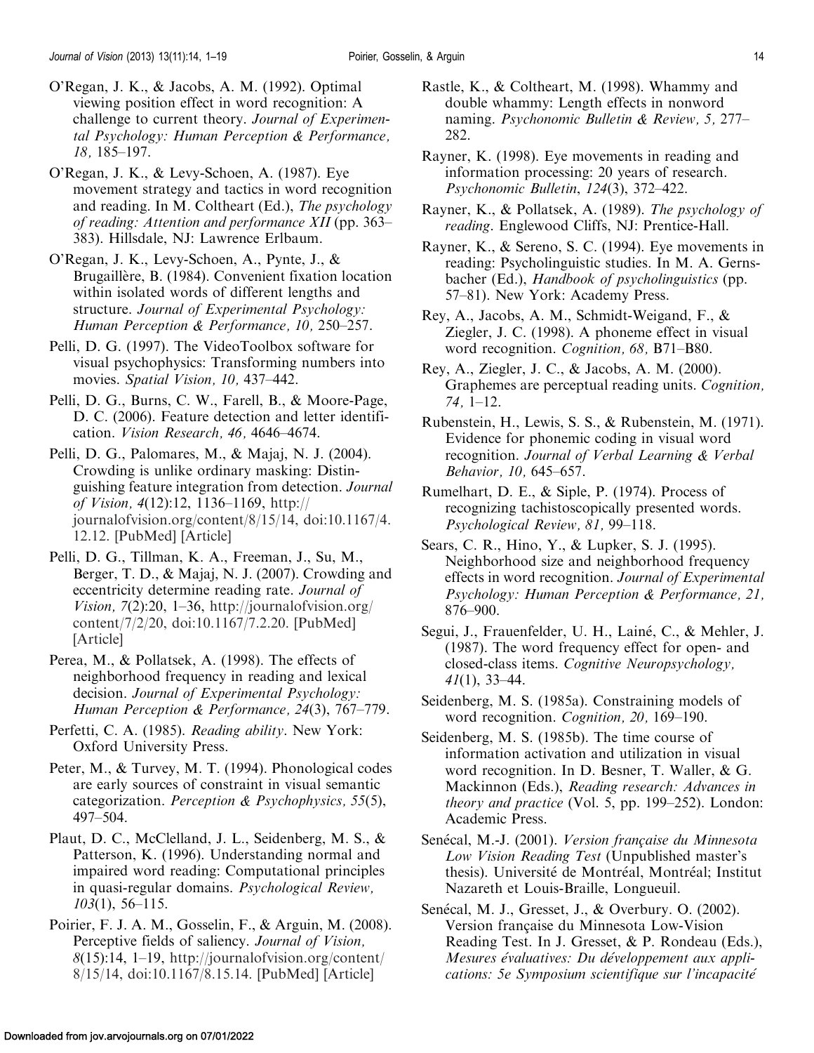O'Regan, J. K., & Jacobs, A. M. (1992). Optimal viewing position effect in word recognition: A challenge to current theory. *Journal of Experimental Psychology: Human Perception & Performance, 18,* 185–197.

O'Regan, J. K., & Levy-Schoen, A. (1987). Eye movement strategy and tactics in word recognition and reading. In M. Coltheart (Ed.), *The psychology of reading: Attention and performance XII* (pp. 363–383). Hillsdale, NJ: Lawrence Erlbaum.

O'Regan, J. K., Levy-Schoen, A., Pynte, J., & Brugaillère, B. (1984). Convenient fixation location within isolated words of different lengths and structure. *Journal of Experimental Psychology: Human Perception & Performance, 10,* 250–257.

Pelli, D. G. (1997). The VideoToolbox software for visual psychophysics: Transforming numbers into movies. *Spatial Vision, 10,* 437–442.

Pelli, D. G., Burns, C. W., Farell, B., & Moore-Page, D. C. (2006). Feature detection and letter identification. *Vision Research, 46,* 4646–4674.

Pelli, D. G., Palomares, M., & Majaj, N. J. (2004). Crowding is unlike ordinary masking: Distinguishing feature integration from detection. *Journal of Vision, 4*(12):12, 1136–1169, http://journalofvision.org/content/8/15/14, doi:10.1167/4.12.12. [PubMed] [Article]

Pelli, D. G., Tillman, K. A., Freeman, J., Su, M., Berger, T. D., & Majaj, N. J. (2007). Crowding and eccentricity determine reading rate. *Journal of Vision, 7*(2):20, 1–36, http://journalofvision.org/content/7/2/20, doi:10.1167/7.2.20. [PubMed] [Article]

Perea, M., & Pollatsek, A. (1998). The effects of neighborhood frequency in reading and lexical decision. *Journal of Experimental Psychology: Human Perception & Performance, 24*(3), 767–779.

Perfetti, C. A. (1985). *Reading ability*. New York: Oxford University Press.

Peter, M., & Turvey, M. T. (1994). Phonological codes are early sources of constraint in visual semantic categorization. *Perception & Psychophysics, 55*(5), 497–504.

Plaut, D. C., McClelland, J. L., Seidenberg, M. S., & Patterson, K. (1996). Understanding normal and impaired word reading: Computational principles in quasi-regular domains. *Psychological Review, 103*(1), 56–115.

Poirier, F. J. A. M., Gosselin, F., & Arguin, M. (2008). Perceptive fields of saliency. *Journal of Vision, 8*(15):14, 1–19, http://journalofvision.org/content/8/15/14, doi:10.1167/8.15.14. [PubMed] [Article]

Rastle, K., & Coltheart, M. (1998). Whammy and double whammy: Length effects in nonword naming. *Psychonomic Bulletin & Review, 5,* 277–282.

Rayner, K. (1998). Eye movements in reading and information processing: 20 years of research. *Psychonomic Bulletin*, *124*(3), 372–422.

Rayner, K., & Pollatsek, A. (1989). *The psychology of reading*. Englewood Cliffs, NJ: Prentice-Hall.

Rayner, K., & Sereno, S. C. (1994). Eye movements in reading: Psycholinguistic studies. In M. A. Gernsbacher (Ed.), *Handbook of psycholinguistics* (pp. 57–81). New York: Academy Press.

Rey, A., Jacobs, A. M., Schmidt-Weigand, F., & Ziegler, J. C. (1998). A phoneme effect in visual word recognition. *Cognition, 68,* B71–B80.

Rey, A., Ziegler, J. C., & Jacobs, A. M. (2000). Graphemes are perceptual reading units. *Cognition, 74,* 1–12.

Rubenstein, H., Lewis, S. S., & Rubenstein, M. (1971). Evidence for phonemic coding in visual word recognition. *Journal of Verbal Learning & Verbal Behavior, 10,* 645–657.

Rumelhart, D. E., & Siple, P. (1974). Process of recognizing tachistoscopically presented words. *Psychological Review, 81,* 99–118.

Sears, C. R., Hino, Y., & Lupker, S. J. (1995). Neighborhood size and neighborhood frequency effects in word recognition. *Journal of Experimental Psychology: Human Perception & Performance, 21,* 876–900.

Segui, J., Frauenfelder, U. H., Lainé, C., & Mehler, J. (1987). The word frequency effect for open- and closed-class items. *Cognitive Neuropsychology, 41*(1), 33–44.

Seidenberg, M. S. (1985a). Constraining models of word recognition. *Cognition, 20,* 169–190.

Seidenberg, M. S. (1985b). The time course of information activation and utilization in visual word recognition. In D. Besner, T. Waller, & G. Mackinnon (Eds.), *Reading research: Advances in theory and practice* (Vol. 5, pp. 199–252). London: Academic Press.

Senécal, M.-J. (2001). *Version française du Minnesota Low Vision Reading Test* (Unpublished master's thesis). Université de Montréal, Montréal; Institut Nazareth et Louis-Braille, Longueuil.

Senécal, M. J., Gresset, J., & Overbury. O. (2002). Version française du Minnesota Low-Vision Reading Test. In J. Gresset, & P. Rondeau (Eds.), *Mesures évaluatives: Du développement aux applications: 5e Symposium scientifique sur l'incapacité*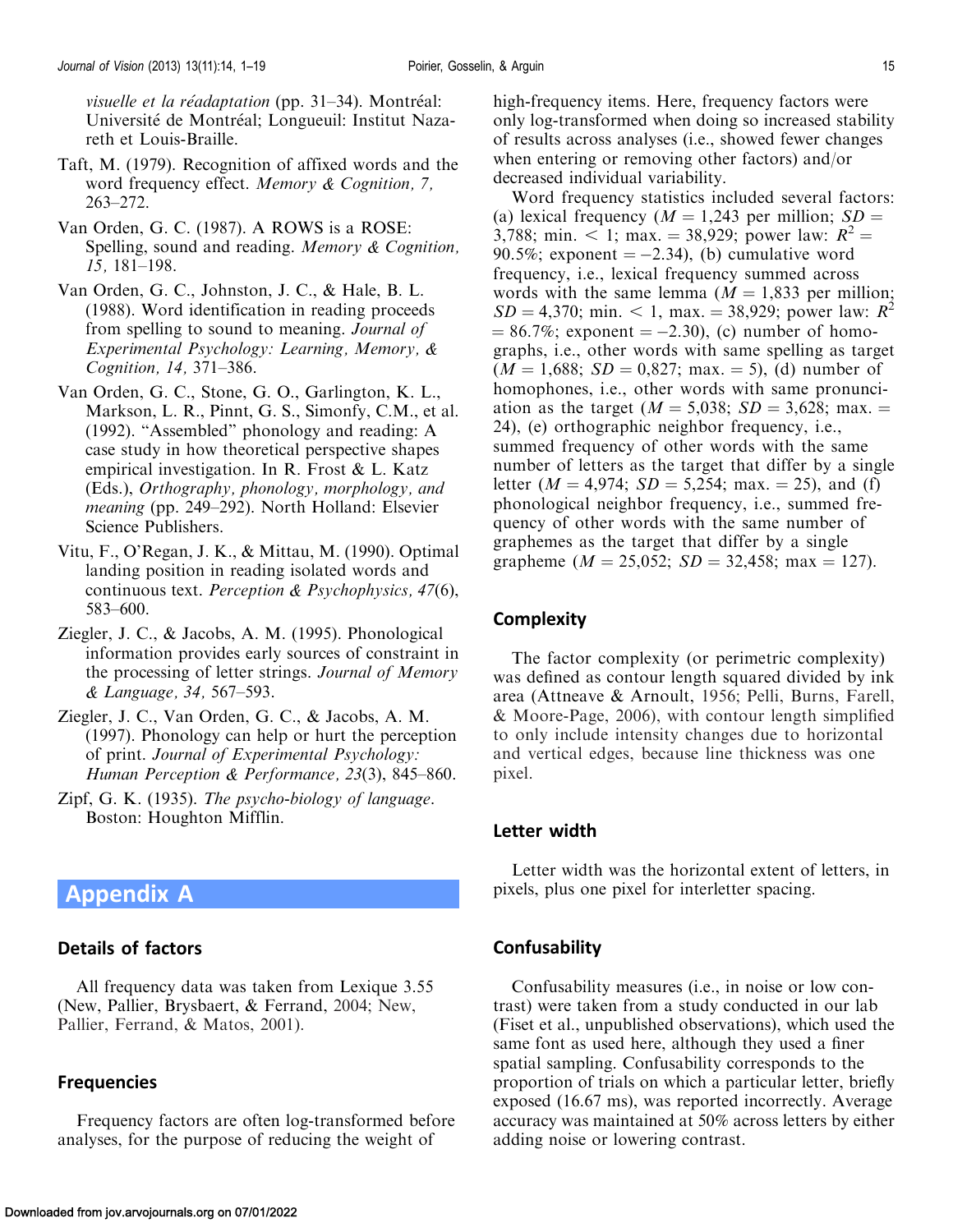*visuelle et la réadaptation* (pp. 31–34). Montréal: Université de Montréal; Longueuil: Institut Nazareth et Louis-Braille.

Taft, M. (1979). Recognition of affixed words and the word frequency effect. *Memory & Cognition, 7,* 263–272.

Van Orden, G. C. (1987). A ROWS is a ROSE: Spelling, sound and reading. *Memory & Cognition, 15,* 181–198.

Van Orden, G. C., Johnston, J. C., & Hale, B. L. (1988). Word identification in reading proceeds from spelling to sound to meaning. *Journal of Experimental Psychology: Learning, Memory, & Cognition, 14,* 371–386.

Van Orden, G. C., Stone, G. O., Garlington, K. L., Markson, L. R., Pinnt, G. S., Simonfy, C.M., et al. (1992). "Assembled" phonology and reading: A case study in how theoretical perspective shapes empirical investigation. In R. Frost & L. Katz (Eds.), *Orthography, phonology, morphology, and meaning* (pp. 249–292). North Holland: Elsevier Science Publishers.

Vitu, F., O'Regan, J. K., & Mittau, M. (1990). Optimal landing position in reading isolated words and continuous text. *Perception & Psychophysics, 47*(6), 583–600.

Ziegler, J. C., & Jacobs, A. M. (1995). Phonological information provides early sources of constraint in the processing of letter strings. *Journal of Memory & Language, 34,* 567–593.

Ziegler, J. C., Van Orden, G. C., & Jacobs, A. M. (1997). Phonology can help or hurt the perception of print. *Journal of Experimental Psychology: Human Perception & Performance, 23*(3), 845–860.

Zipf, G. K. (1935). *The psycho-biology of language*. Boston: Houghton Mifflin.

# Appendix A

## Details of factors

All frequency data was taken from Lexique 3.55 (New, Pallier, Brysbaert, & Ferrand, 2004; New, Pallier, Ferrand, & Matos, 2001).

## Frequencies

Frequency factors are often log-transformed before analyses, for the purpose of reducing the weight of high-frequency items. Here, frequency factors were only log-transformed when doing so increased stability of results across analyses (i.e., showed fewer changes when entering or removing other factors) and/or decreased individual variability.

Word frequency statistics included several factors: (a) lexical frequency ($M = 1{,}243$ per million; $SD = 3{,}788$; min. $< 1$; max. $= 38{,}929$; power law: $R^2 = 90.5\%$; exponent $= -2.34$), (b) cumulative word frequency, i.e., lexical frequency summed across words with the same lemma ($M = 1{,}833$ per million; $SD = 4{,}370$; min. $< 1$, max. $= 38{,}929$; power law: $R^2 = 86.7\%$; exponent $= -2.30$), (c) number of homographs, i.e., other words with same spelling as target ($M = 1{,}688$; $SD = 0{,}827$; max. $= 5$), (d) number of homophones, i.e., other words with same pronunciation as the target ($M = 5{,}038$; $SD = 3{,}628$; max. $= 24$), (e) orthographic neighbor frequency, i.e., summed frequency of other words with the same number of letters as the target that differ by a single letter ($M = 4{,}974$; $SD = 5{,}254$; max. $= 25$), and (f) phonological neighbor frequency, i.e., summed frequency of other words with the same number of graphemes as the target that differ by a single grapheme ($M = 25{,}052$; $SD = 32{,}458$; max $= 127$).

## Complexity

The factor complexity (or perimetric complexity) was defined as contour length squared divided by ink area (Attneave & Arnoult, 1956; Pelli, Burns, Farell, & Moore-Page, 2006), with contour length simplified to only include intensity changes due to horizontal and vertical edges, because line thickness was one pixel.

## Letter width

Letter width was the horizontal extent of letters, in pixels, plus one pixel for interletter spacing.

## Confusability

Confusability measures (i.e., in noise or low contrast) were taken from a study conducted in our lab (Fiset et al., unpublished observations), which used the same font as used here, although they used a finer spatial sampling. Confusability corresponds to the proportion of trials on which a particular letter, briefly exposed (16.67 ms), was reported incorrectly. Average accuracy was maintained at 50% across letters by either adding noise or lowering contrast.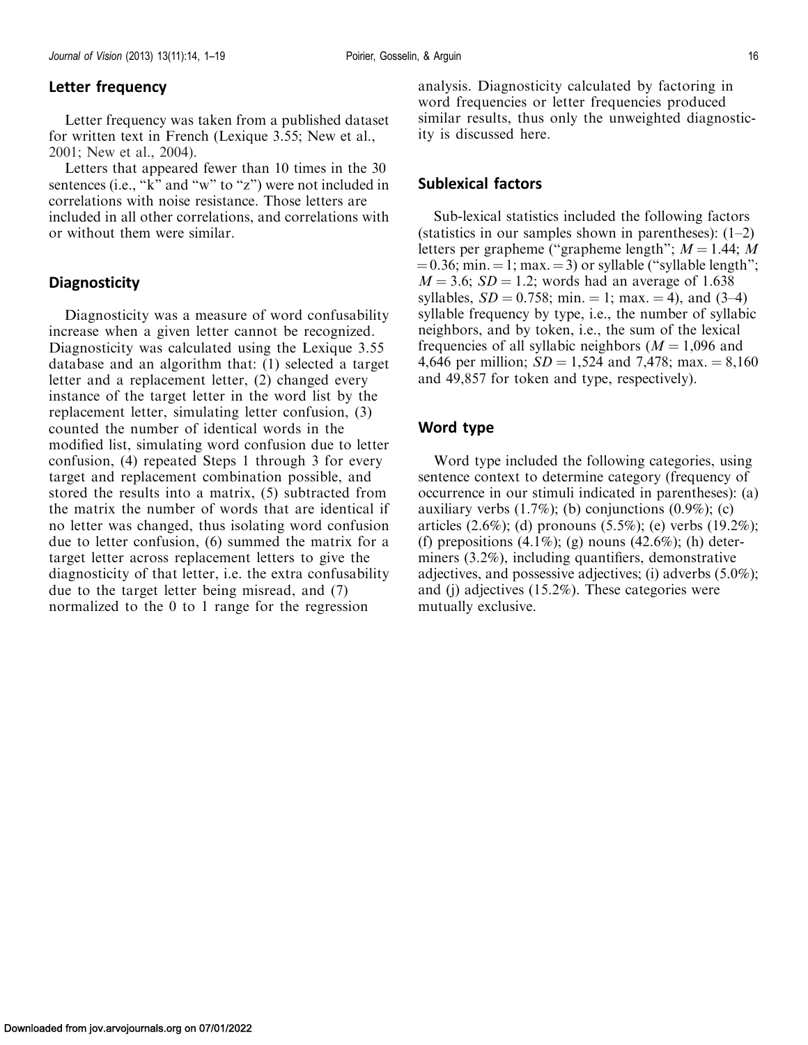## Letter frequency

Letter frequency was taken from a published dataset for written text in French (Lexique 3.55; New et al., 2001; New et al., 2004).

Letters that appeared fewer than 10 times in the 30 sentences (i.e., "k" and "w" to "z") were not included in correlations with noise resistance. Those letters are included in all other correlations, and correlations with or without them were similar.

## Diagnosticity

Diagnosticity was a measure of word confusability increase when a given letter cannot be recognized. Diagnosticity was calculated using the Lexique 3.55 database and an algorithm that: (1) selected a target letter and a replacement letter, (2) changed every instance of the target letter in the word list by the replacement letter, simulating letter confusion, (3) counted the number of identical words in the modified list, simulating word confusion due to letter confusion, (4) repeated Steps 1 through 3 for every target and replacement combination possible, and stored the results into a matrix, (5) subtracted from the matrix the number of words that are identical if no letter was changed, thus isolating word confusion due to letter confusion, (6) summed the matrix for a target letter across replacement letters to give the diagnosticity of that letter, i.e. the extra confusability due to the target letter being misread, and (7) normalized to the 0 to 1 range for the regression analysis. Diagnosticity calculated by factoring in word frequencies or letter frequencies produced similar results, thus only the unweighted diagnosticity is discussed here.

## Sublexical factors

Sub-lexical statistics included the following factors (statistics in our samples shown in parentheses): (1–2) letters per grapheme ("grapheme length"; $M = 1.44$; $M = 0.36$; min. = 1; max. = 3) or syllable ("syllable length"; $M = 3.6$; $SD = 1.2$; words had an average of 1.638 syllables, $SD = 0.758$; min. = 1; max. = 4), and (3–4) syllable frequency by type, i.e., the number of syllabic neighbors, and by token, i.e., the sum of the lexical frequencies of all syllabic neighbors ($M = 1{,}096$ and 4,646 per million; $SD = 1{,}524$ and 7,478; max. = 8,160 and 49,857 for token and type, respectively).

## Word type

Word type included the following categories, using sentence context to determine category (frequency of occurrence in our stimuli indicated in parentheses): (a) auxiliary verbs (1.7%); (b) conjunctions (0.9%); (c) articles (2.6%); (d) pronouns (5.5%); (e) verbs (19.2%); (f) prepositions (4.1%); (g) nouns (42.6%); (h) determiners (3.2%), including quantifiers, demonstrative adjectives, and possessive adjectives; (i) adverbs (5.0%); and (j) adjectives (15.2%). These categories were mutually exclusive.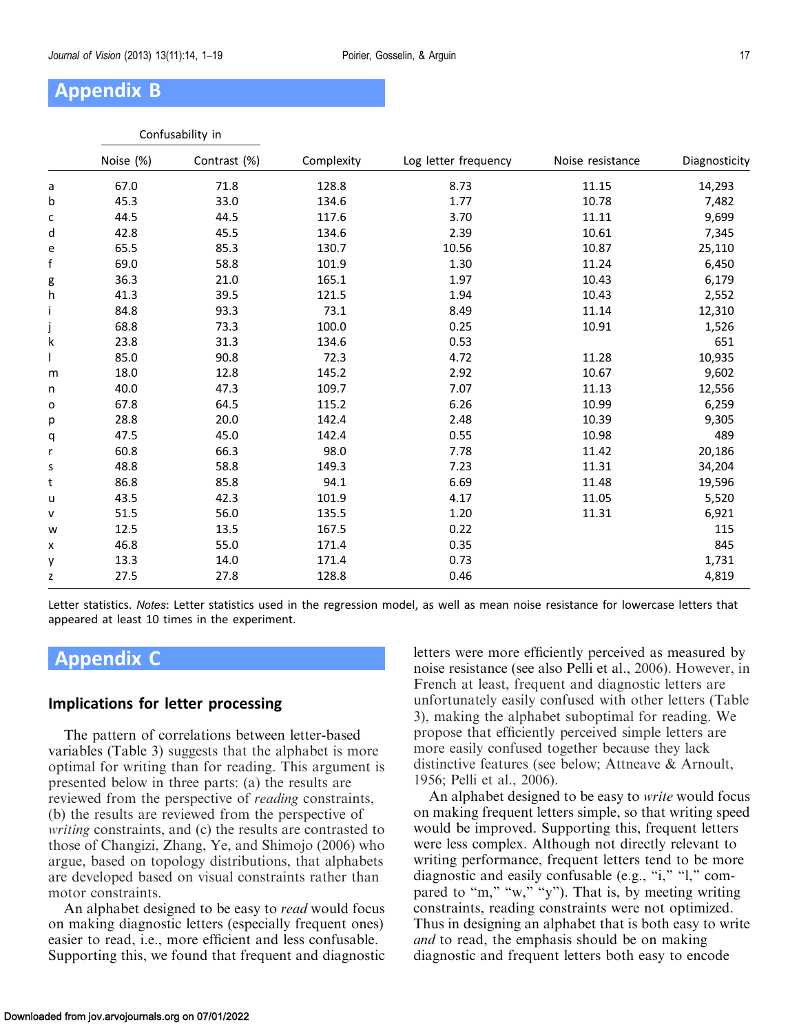## Appendix B

| | Confusability in | | | | | |
|---|---|---|---|---|---|---|
| | Noise (%) | Contrast (%) | Complexity | Log letter frequency | Noise resistance | Diagnosticity |
| a | 67.0 | 71.8 | 128.8 | 8.73 | 11.15 | 14,293 |
| b | 45.3 | 33.0 | 134.6 | 1.77 | 10.78 | 7,482 |
| c | 44.5 | 44.5 | 117.6 | 3.70 | 11.11 | 9,699 |
| d | 42.8 | 45.5 | 134.6 | 2.39 | 10.61 | 7,345 |
| e | 65.5 | 85.3 | 130.7 | 10.56 | 10.87 | 25,110 |
| f | 69.0 | 58.8 | 101.9 | 1.30 | 11.24 | 6,450 |
| g | 36.3 | 21.0 | 165.1 | 1.97 | 10.43 | 6,179 |
| h | 41.3 | 39.5 | 121.5 | 1.94 | 10.43 | 2,552 |
| i | 84.8 | 93.3 | 73.1 | 8.49 | 11.14 | 12,310 |
| j | 68.8 | 73.3 | 100.0 | 0.25 | 10.91 | 1,526 |
| k | 23.8 | 31.3 | 134.6 | 0.53 | | 651 |
| l | 85.0 | 90.8 | 72.3 | 4.72 | 11.28 | 10,935 |
| m | 18.0 | 12.8 | 145.2 | 2.92 | 10.67 | 9,602 |
| n | 40.0 | 47.3 | 109.7 | 7.07 | 11.13 | 12,556 |
| o | 67.8 | 64.5 | 115.2 | 6.26 | 10.99 | 6,259 |
| p | 28.8 | 20.0 | 142.4 | 2.48 | 10.39 | 9,305 |
| q | 47.5 | 45.0 | 142.4 | 0.55 | 10.98 | 489 |
| r | 60.8 | 66.3 | 98.0 | 7.78 | 11.42 | 20,186 |
| s | 48.8 | 58.8 | 149.3 | 7.23 | 11.31 | 34,204 |
| t | 86.8 | 85.8 | 94.1 | 6.69 | 11.48 | 19,596 |
| u | 43.5 | 42.3 | 101.9 | 4.17 | 11.05 | 5,520 |
| v | 51.5 | 56.0 | 135.5 | 1.20 | 11.31 | 6,921 |
| w | 12.5 | 13.5 | 167.5 | 0.22 | | 115 |
| x | 46.8 | 55.0 | 171.4 | 0.35 | | 845 |
| y | 13.3 | 14.0 | 171.4 | 0.73 | | 1,731 |
| z | 27.5 | 27.8 | 128.8 | 0.46 | | 4,819 |

Letter statistics. *Notes*: Letter statistics used in the regression model, as well as mean noise resistance for lowercase letters that appeared at least 10 times in the experiment.

## Appendix C

### Implications for letter processing

The pattern of correlations between letter-based variables (Table 3) suggests that the alphabet is more optimal for writing than for reading. This argument is presented below in three parts: (a) the results are reviewed from the perspective of *reading* constraints, (b) the results are reviewed from the perspective of *writing* constraints, and (c) the results are contrasted to those of Changizi, Zhang, Ye, and Shimojo (2006) who argue, based on topology distributions, that alphabets are developed based on visual constraints rather than motor constraints.

An alphabet designed to be easy to *read* would focus on making diagnostic letters (especially frequent ones) easier to read, i.e., more efficient and less confusable. Supporting this, we found that frequent and diagnostic letters were more efficiently perceived as measured by noise resistance (see also Pelli et al., 2006). However, in French at least, frequent and diagnostic letters are unfortunately easily confused with other letters (Table 3), making the alphabet suboptimal for reading. We propose that efficiently perceived simple letters are more easily confused together because they lack distinctive features (see below; Attneave & Arnoult, 1956; Pelli et al., 2006).

An alphabet designed to be easy to *write* would focus on making frequent letters simple, so that writing speed would be improved. Supporting this, frequent letters were less complex. Although not directly relevant to writing performance, frequent letters tend to be more diagnostic and easily confusable (e.g., "i," "l," compared to "m," "w," "y"). That is, by meeting writing constraints, reading constraints were not optimized. Thus in designing an alphabet that is both easy to write *and* to read, the emphasis should be on making diagnostic and frequent letters both easy to encode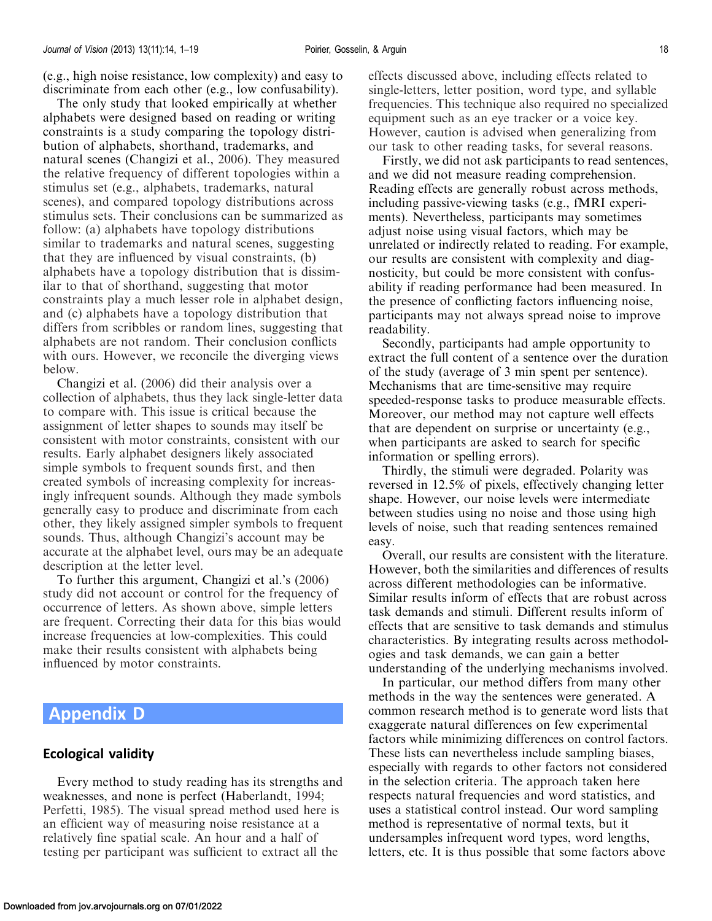(e.g., high noise resistance, low complexity) and easy to discriminate from each other (e.g., low confusability).

The only study that looked empirically at whether alphabets were designed based on reading or writing constraints is a study comparing the topology distribution of alphabets, shorthand, trademarks, and natural scenes (Changizi et al., 2006). They measured the relative frequency of different topologies within a stimulus set (e.g., alphabets, trademarks, natural scenes), and compared topology distributions across stimulus sets. Their conclusions can be summarized as follow: (a) alphabets have topology distributions similar to trademarks and natural scenes, suggesting that they are influenced by visual constraints, (b) alphabets have a topology distribution that is dissimilar to that of shorthand, suggesting that motor constraints play a much lesser role in alphabet design, and (c) alphabets have a topology distribution that differs from scribbles or random lines, suggesting that alphabets are not random. Their conclusion conflicts with ours. However, we reconcile the diverging views below.

Changizi et al. (2006) did their analysis over a collection of alphabets, thus they lack single-letter data to compare with. This issue is critical because the assignment of letter shapes to sounds may itself be consistent with motor constraints, consistent with our results. Early alphabet designers likely associated simple symbols to frequent sounds first, and then created symbols of increasing complexity for increasingly infrequent sounds. Although they made symbols generally easy to produce and discriminate from each other, they likely assigned simpler symbols to frequent sounds. Thus, although Changizi's account may be accurate at the alphabet level, ours may be an adequate description at the letter level.

To further this argument, Changizi et al.'s (2006) study did not account or control for the frequency of occurrence of letters. As shown above, simple letters are frequent. Correcting their data for this bias would increase frequencies at low-complexities. This could make their results consistent with alphabets being influenced by motor constraints.

# Appendix D

## Ecological validity

Every method to study reading has its strengths and weaknesses, and none is perfect (Haberlandt, 1994; Perfetti, 1985). The visual spread method used here is an efficient way of measuring noise resistance at a relatively fine spatial scale. An hour and a half of testing per participant was sufficient to extract all the effects discussed above, including effects related to single-letters, letter position, word type, and syllable frequencies. This technique also required no specialized equipment such as an eye tracker or a voice key. However, caution is advised when generalizing from our task to other reading tasks, for several reasons.

Firstly, we did not ask participants to read sentences, and we did not measure reading comprehension. Reading effects are generally robust across methods, including passive-viewing tasks (e.g., fMRI experiments). Nevertheless, participants may sometimes adjust noise using visual factors, which may be unrelated or indirectly related to reading. For example, our results are consistent with complexity and diagnosticity, but could be more consistent with confusability if reading performance had been measured. In the presence of conflicting factors influencing noise, participants may not always spread noise to improve readability.

Secondly, participants had ample opportunity to extract the full content of a sentence over the duration of the study (average of 3 min spent per sentence). Mechanisms that are time-sensitive may require speeded-response tasks to produce measurable effects. Moreover, our method may not capture well effects that are dependent on surprise or uncertainty (e.g., when participants are asked to search for specific information or spelling errors).

Thirdly, the stimuli were degraded. Polarity was reversed in 12.5% of pixels, effectively changing letter shape. However, our noise levels were intermediate between studies using no noise and those using high levels of noise, such that reading sentences remained easy.

Overall, our results are consistent with the literature. However, both the similarities and differences of results across different methodologies can be informative. Similar results inform of effects that are robust across task demands and stimuli. Different results inform of effects that are sensitive to task demands and stimulus characteristics. By integrating results across methodologies and task demands, we can gain a better understanding of the underlying mechanisms involved.

In particular, our method differs from many other methods in the way the sentences were generated. A common research method is to generate word lists that exaggerate natural differences on few experimental factors while minimizing differences on control factors. These lists can nevertheless include sampling biases, especially with regards to other factors not considered in the selection criteria. The approach taken here respects natural frequencies and word statistics, and uses a statistical control instead. Our word sampling method is representative of normal texts, but it undersamples infrequent word types, word lengths, letters, etc. It is thus possible that some factors above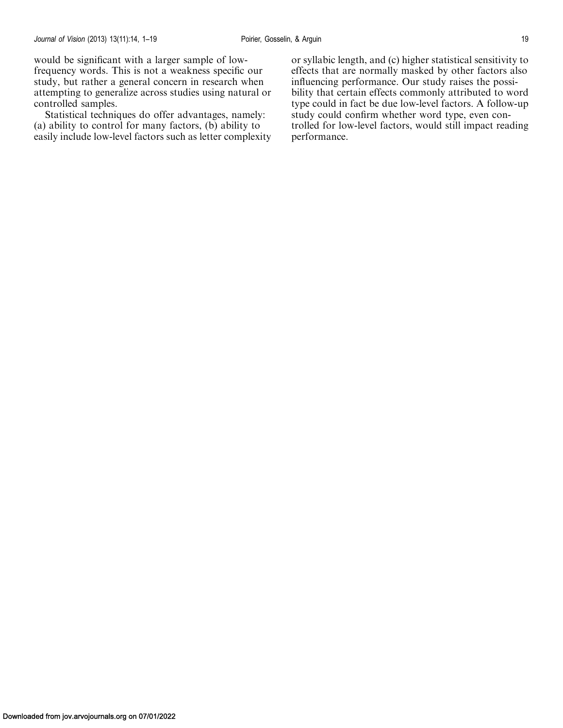would be significant with a larger sample of low-frequency words. This is not a weakness specific our study, but rather a general concern in research when attempting to generalize across studies using natural or controlled samples.

Statistical techniques do offer advantages, namely: (a) ability to control for many factors, (b) ability to easily include low-level factors such as letter complexity or syllabic length, and (c) higher statistical sensitivity to effects that are normally masked by other factors also influencing performance. Our study raises the possibility that certain effects commonly attributed to word type could in fact be due low-level factors. A follow-up study could confirm whether word type, even controlled for low-level factors, would still impact reading performance.